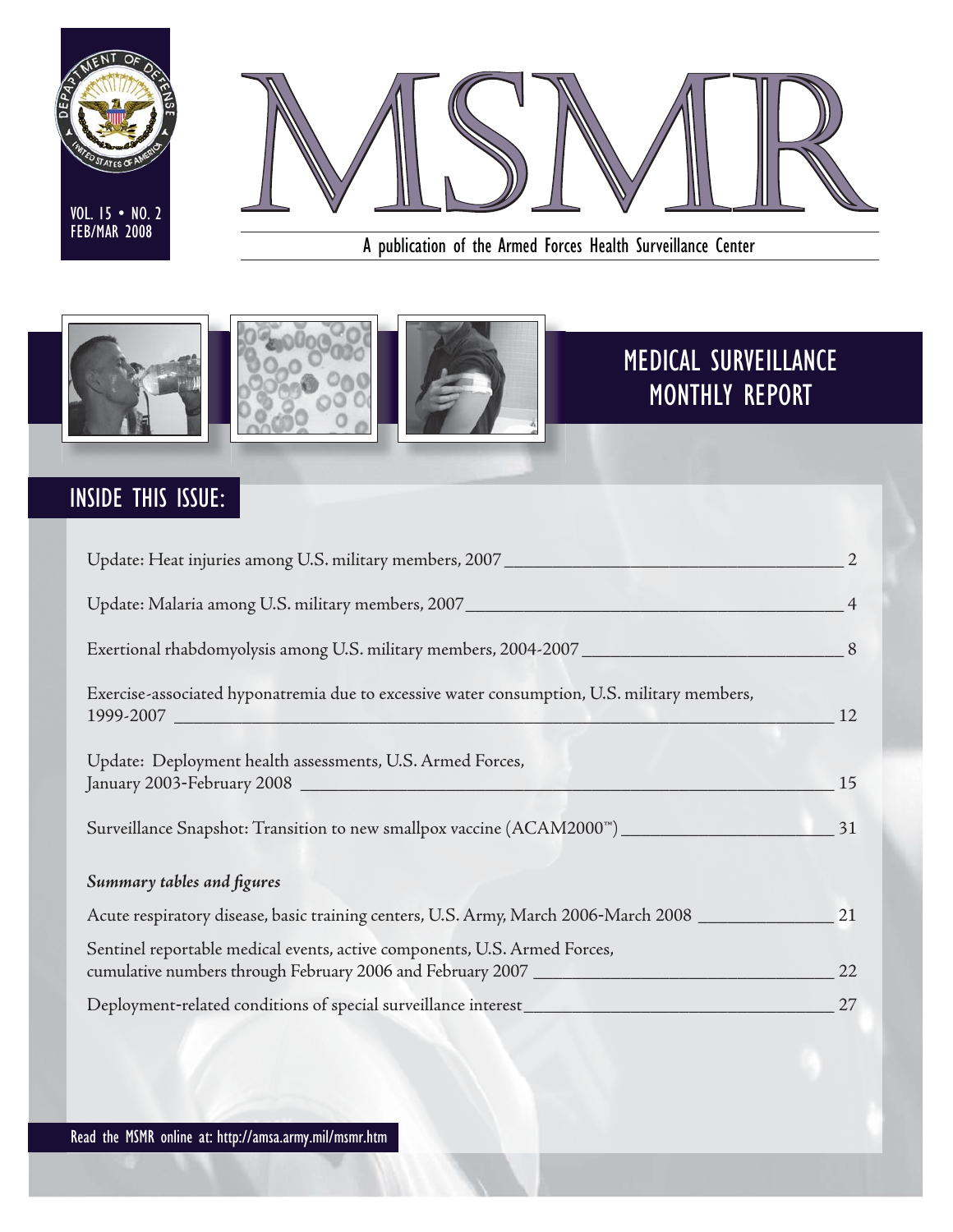VOL. 15 • NO. 2
FEB/MAR 2008

# MSMR

A publication of the Armed Forces Health Surveillance Center

## MEDICAL SURVEILLANCE MONTHLY REPORT

## INSIDE THIS ISSUE:

Update: Heat injuries among U.S. military members, 2007 ____ 2

Update: Malaria among U.S. military members, 2007 ____ 4

Exertional rhabdomyolysis among U.S. military members, 2004-2007 ____ 8

Exercise-associated hyponatremia due to excessive water consumption, U.S. military members, 1999-2007 ____ 12

Update: Deployment health assessments, U.S. Armed Forces, January 2003-February 2008 ____ 15

Surveillance Snapshot: Transition to new smallpox vaccine (ACAM2000™) ____ 31

***Summary tables and figures***

Acute respiratory disease, basic training centers, U.S. Army, March 2006-March 2008 ____ 21

Sentinel reportable medical events, active components, U.S. Armed Forces, cumulative numbers through February 2006 and February 2007 ____ 22

Deployment-related conditions of special surveillance interest ____ 27

Read the MSMR online at: http://amsa.army.mil/msmr.htm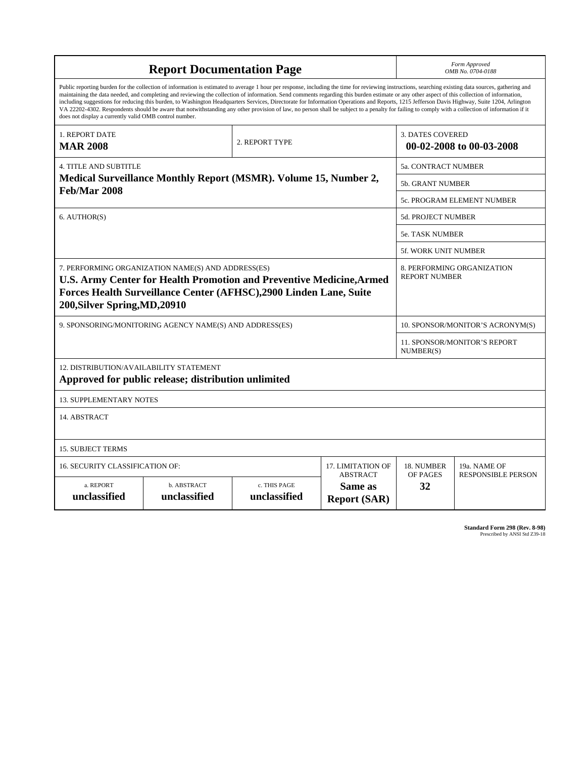# Report Documentation Page

*Form Approved*
*OMB No. 0704-0188*

Public reporting burden for the collection of information is estimated to average 1 hour per response, including the time for reviewing instructions, searching existing data sources, gathering and maintaining the data needed, and completing and reviewing the collection of information. Send comments regarding this burden estimate or any other aspect of this collection of information, including suggestions for reducing this burden, to Washington Headquarters Services, Directorate for Information Operations and Reports, 1215 Jefferson Davis Highway, Suite 1204, Arlington VA 22202-4302. Respondents should be aware that notwithstanding any other provision of law, no person shall be subject to a penalty for failing to comply with a collection of information if it does not display a currently valid OMB control number.

| 1. REPORT DATE | 2. REPORT TYPE | 3. DATES COVERED |
|---|---|---|
| **MAR 2008** | | **00-02-2008 to 00-03-2008** |

| 4. TITLE AND SUBTITLE | |
|---|---|
| **Medical Surveillance Monthly Report (MSMR). Volume 15, Number 2, Feb/Mar 2008** | 5a. CONTRACT NUMBER |
| | 5b. GRANT NUMBER |
| | 5c. PROGRAM ELEMENT NUMBER |
| 6. AUTHOR(S) | 5d. PROJECT NUMBER |
| | 5e. TASK NUMBER |
| | 5f. WORK UNIT NUMBER |
| 7. PERFORMING ORGANIZATION NAME(S) AND ADDRESS(ES) **U.S. Army Center for Health Promotion and Preventive Medicine,Armed Forces Health Surveillance Center (AFHSC),2900 Linden Lane, Suite 200,Silver Spring,MD,20910** | 8. PERFORMING ORGANIZATION REPORT NUMBER |
| 9. SPONSORING/MONITORING AGENCY NAME(S) AND ADDRESS(ES) | 10. SPONSOR/MONITOR'S ACRONYM(S) |
| | 11. SPONSOR/MONITOR'S REPORT NUMBER(S) |

12. DISTRIBUTION/AVAILABILITY STATEMENT
**Approved for public release; distribution unlimited**

13. SUPPLEMENTARY NOTES

14. ABSTRACT

15. SUBJECT TERMS

| 16. SECURITY CLASSIFICATION OF: | | | 17. LIMITATION OF ABSTRACT | 18. NUMBER OF PAGES | 19a. NAME OF RESPONSIBLE PERSON |
|---|---|---|---|---|---|
| a. REPORT | b. ABSTRACT | c. THIS PAGE | | | |
| **unclassified** | **unclassified** | **unclassified** | **Same as Report (SAR)** | **32** | |

**Standard Form 298 (Rev. 8-98)**
Prescribed by ANSI Std Z39-18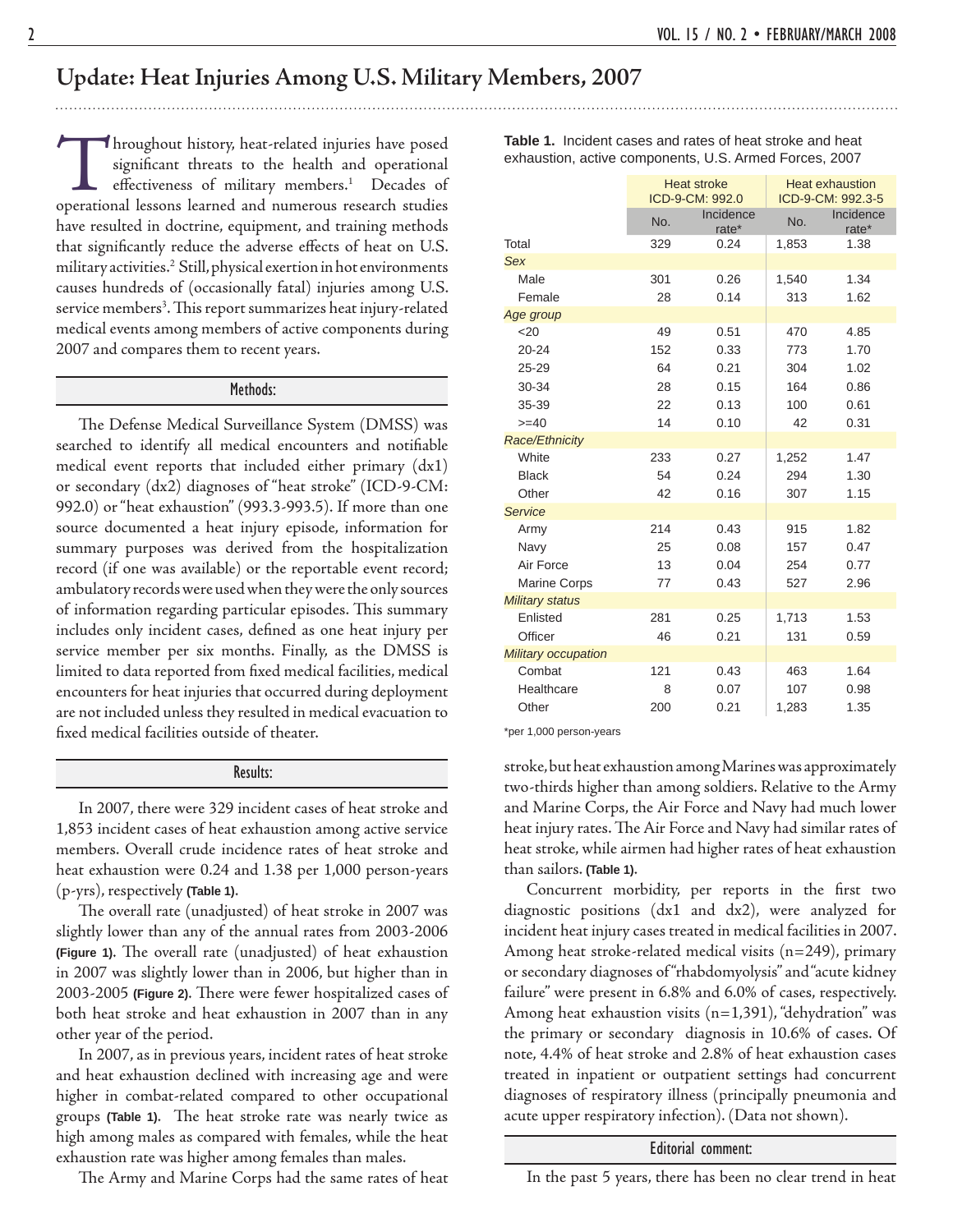## Update: Heat Injuries Among U.S. Military Members, 2007

Throughout history, heat-related injuries have posed significant threats to the health and operational effectiveness of military members.[1] Decades of operational lessons learned and numerous research studies have resulted in doctrine, equipment, and training methods that significantly reduce the adverse effects of heat on U.S. military activities.[2] Still, physical exertion in hot environments causes hundreds of (occasionally fatal) injuries among U.S. service members[3]. This report summarizes heat injury-related medical events among members of active components during 2007 and compares them to recent years.

### Methods:

The Defense Medical Surveillance System (DMSS) was searched to identify all medical encounters and notifiable medical event reports that included either primary (dx1) or secondary (dx2) diagnoses of "heat stroke" (ICD-9-CM: 992.0) or "heat exhaustion" (993.3-993.5). If more than one source documented a heat injury episode, information for summary purposes was derived from the hospitalization record (if one was available) or the reportable event record; ambulatory records were used when they were the only sources of information regarding particular episodes. This summary includes only incident cases, defined as one heat injury per service member per six months. Finally, as the DMSS is limited to data reported from fixed medical facilities, medical encounters for heat injuries that occurred during deployment are not included unless they resulted in medical evacuation to fixed medical facilities outside of theater.

### Results:

In 2007, there were 329 incident cases of heat stroke and 1,853 incident cases of heat exhaustion among active service members. Overall crude incidence rates of heat stroke and heat exhaustion were 0.24 and 1.38 per 1,000 person-years (p-yrs), respectively **(Table 1)**.

The overall rate (unadjusted) of heat stroke in 2007 was slightly lower than any of the annual rates from 2003-2006 **(Figure 1)**. The overall rate (unadjusted) of heat exhaustion in 2007 was slightly lower than in 2006, but higher than in 2003-2005 **(Figure 2)**. There were fewer hospitalized cases of both heat stroke and heat exhaustion in 2007 than in any other year of the period.

In 2007, as in previous years, incident rates of heat stroke and heat exhaustion declined with increasing age and were higher in combat-related compared to other occupational groups **(Table 1)**. The heat stroke rate was nearly twice as high among males as compared with females, while the heat exhaustion rate was higher among females than males.

The Army and Marine Corps had the same rates of heat stroke, but heat exhaustion among Marines was approximately two-thirds higher than among soldiers. Relative to the Army and Marine Corps, the Air Force and Navy had much lower heat injury rates. The Air Force and Navy had similar rates of heat stroke, while airmen had higher rates of heat exhaustion than sailors. **(Table 1)**.

**Table 1.** Incident cases and rates of heat stroke and heat exhaustion, active components, U.S. Armed Forces, 2007

| | Heat stroke ICD-9-CM: 992.0 | | Heat exhaustion ICD-9-CM: 992.3-5 | |
|---|---|---|---|---|
| | No. | Incidence rate* | No. | Incidence rate* |
| Total | 329 | 0.24 | 1,853 | 1.38 |
| *Sex* | | | | |
| Male | 301 | 0.26 | 1,540 | 1.34 |
| Female | 28 | 0.14 | 313 | 1.62 |
| *Age group* | | | | |
| <20 | 49 | 0.51 | 470 | 4.85 |
| 20-24 | 152 | 0.33 | 773 | 1.70 |
| 25-29 | 64 | 0.21 | 304 | 1.02 |
| 30-34 | 28 | 0.15 | 164 | 0.86 |
| 35-39 | 22 | 0.13 | 100 | 0.61 |
| >=40 | 14 | 0.10 | 42 | 0.31 |
| *Race/Ethnicity* | | | | |
| White | 233 | 0.27 | 1,252 | 1.47 |
| Black | 54 | 0.24 | 294 | 1.30 |
| Other | 42 | 0.16 | 307 | 1.15 |
| *Service* | | | | |
| Army | 214 | 0.43 | 915 | 1.82 |
| Navy | 25 | 0.08 | 157 | 0.47 |
| Air Force | 13 | 0.04 | 254 | 0.77 |
| Marine Corps | 77 | 0.43 | 527 | 2.96 |
| *Military status* | | | | |
| Enlisted | 281 | 0.25 | 1,713 | 1.53 |
| Officer | 46 | 0.21 | 131 | 0.59 |
| *Military occupation* | | | | |
| Combat | 121 | 0.43 | 463 | 1.64 |
| Healthcare | 8 | 0.07 | 107 | 0.98 |
| Other | 200 | 0.21 | 1,283 | 1.35 |

*per 1,000 person-years

Concurrent morbidity, per reports in the first two diagnostic positions (dx1 and dx2), were analyzed for incident heat injury cases treated in medical facilities in 2007. Among heat stroke-related medical visits (n=249), primary or secondary diagnoses of "rhabdomyolysis" and "acute kidney failure" were present in 6.8% and 6.0% of cases, respectively. Among heat exhaustion visits (n=1,391), "dehydration" was the primary or secondary diagnosis in 10.6% of cases. Of note, 4.4% of heat stroke and 2.8% of heat exhaustion cases treated in inpatient or outpatient settings had concurrent diagnoses of respiratory illness (principally pneumonia and acute upper respiratory infection). (Data not shown).

### Editorial comment:

In the past 5 years, there has been no clear trend in heat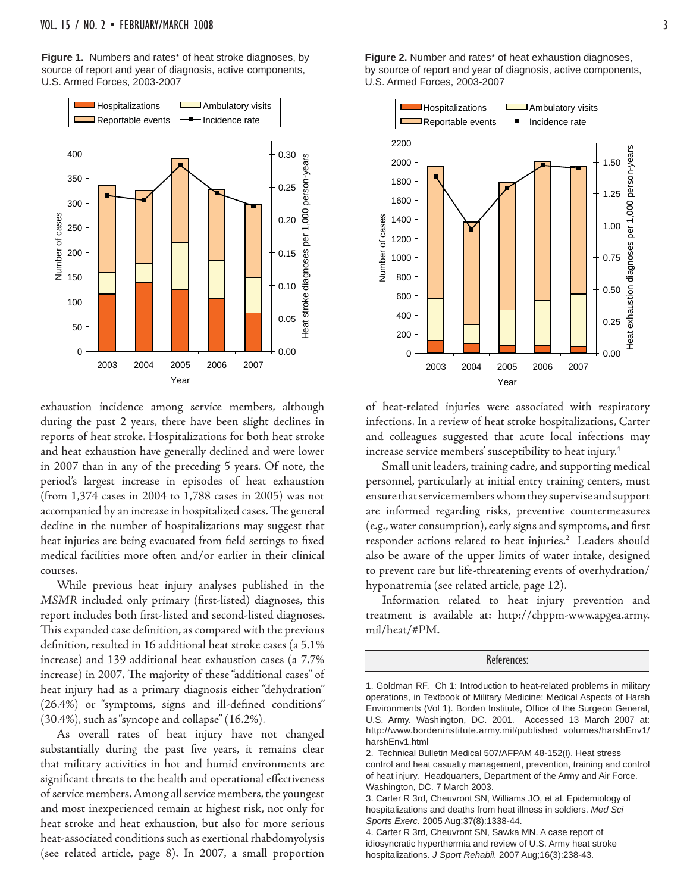**Figure 1.** Numbers and rates* of heat stroke diagnoses, by source of report and year of diagnosis, active components, U.S. Armed Forces, 2003-2007

**Figure 2.** Number and rates* of heat exhaustion diagnoses, by source of report and year of diagnosis, active components, U.S. Armed Forces, 2003-2007

exhaustion incidence among service members, although during the past 2 years, there have been slight declines in reports of heat stroke. Hospitalizations for both heat stroke and heat exhaustion have generally declined and were lower in 2007 than in any of the preceding 5 years. Of note, the period's largest increase in episodes of heat exhaustion (from 1,374 cases in 2004 to 1,788 cases in 2005) was not accompanied by an increase in hospitalized cases. The general decline in the number of hospitalizations may suggest that heat injuries are being evacuated from field settings to fixed medical facilities more often and/or earlier in their clinical courses.

While previous heat injury analyses published in the *MSMR* included only primary (first-listed) diagnoses, this report includes both first-listed and second-listed diagnoses. This expanded case definition, as compared with the previous definition, resulted in 16 additional heat stroke cases (a 5.1% increase) and 139 additional heat exhaustion cases (a 7.7% increase) in 2007. The majority of these "additional cases" of heat injury had as a primary diagnosis either "dehydration" (26.4%) or "symptoms, signs and ill-defined conditions" (30.4%), such as "syncope and collapse" (16.2%).

As overall rates of heat injury have not changed substantially during the past five years, it remains clear that military activities in hot and humid environments are significant threats to the health and operational effectiveness of service members. Among all service members, the youngest and most inexperienced remain at highest risk, not only for heat stroke and heat exhaustion, but also for more serious heat-associated conditions such as exertional rhabdomyolysis (see related article, page 8). In 2007, a small proportion of heat-related injuries were associated with respiratory infections. In a review of heat stroke hospitalizations, Carter and colleagues suggested that acute local infections may increase service members' susceptibility to heat injury.[4]

Small unit leaders, training cadre, and supporting medical personnel, particularly at initial entry training centers, must ensure that service members whom they supervise and support are informed regarding risks, preventive countermeasures (e.g., water consumption), early signs and symptoms, and first responder actions related to heat injuries.[2] Leaders should also be aware of the upper limits of water intake, designed to prevent rare but life-threatening events of overhydration/hyponatremia (see related article, page 12).

Information related to heat injury prevention and treatment is available at: http://chppm-www.apgea.army.mil/heat/#PM.

## References:

1. Goldman RF. Ch 1: Introduction to heat-related problems in military operations, in Textbook of Military Medicine: Medical Aspects of Harsh Environments (Vol 1). Borden Institute, Office of the Surgeon General, U.S. Army. Washington, DC. 2001. Accessed 13 March 2007 at: http://www.bordeninstitute.army.mil/published_volumes/harshEnv1/harshEnv1.html
2. Technical Bulletin Medical 507/AFPAM 48-152(l). Heat stress control and heat casualty management, prevention, training and control of heat injury. Headquarters, Department of the Army and Air Force. Washington, DC. 7 March 2003.
3. Carter R 3rd, Cheuvront SN, Williams JO, et al. Epidemiology of hospitalizations and deaths from heat illness in soldiers. *Med Sci Sports Exerc.* 2005 Aug;37(8):1338-44.
4. Carter R 3rd, Cheuvront SN, Sawka MN. A case report of idiosyncratic hyperthermia and review of U.S. Army heat stroke hospitalizations. *J Sport Rehabil.* 2007 Aug;16(3):238-43.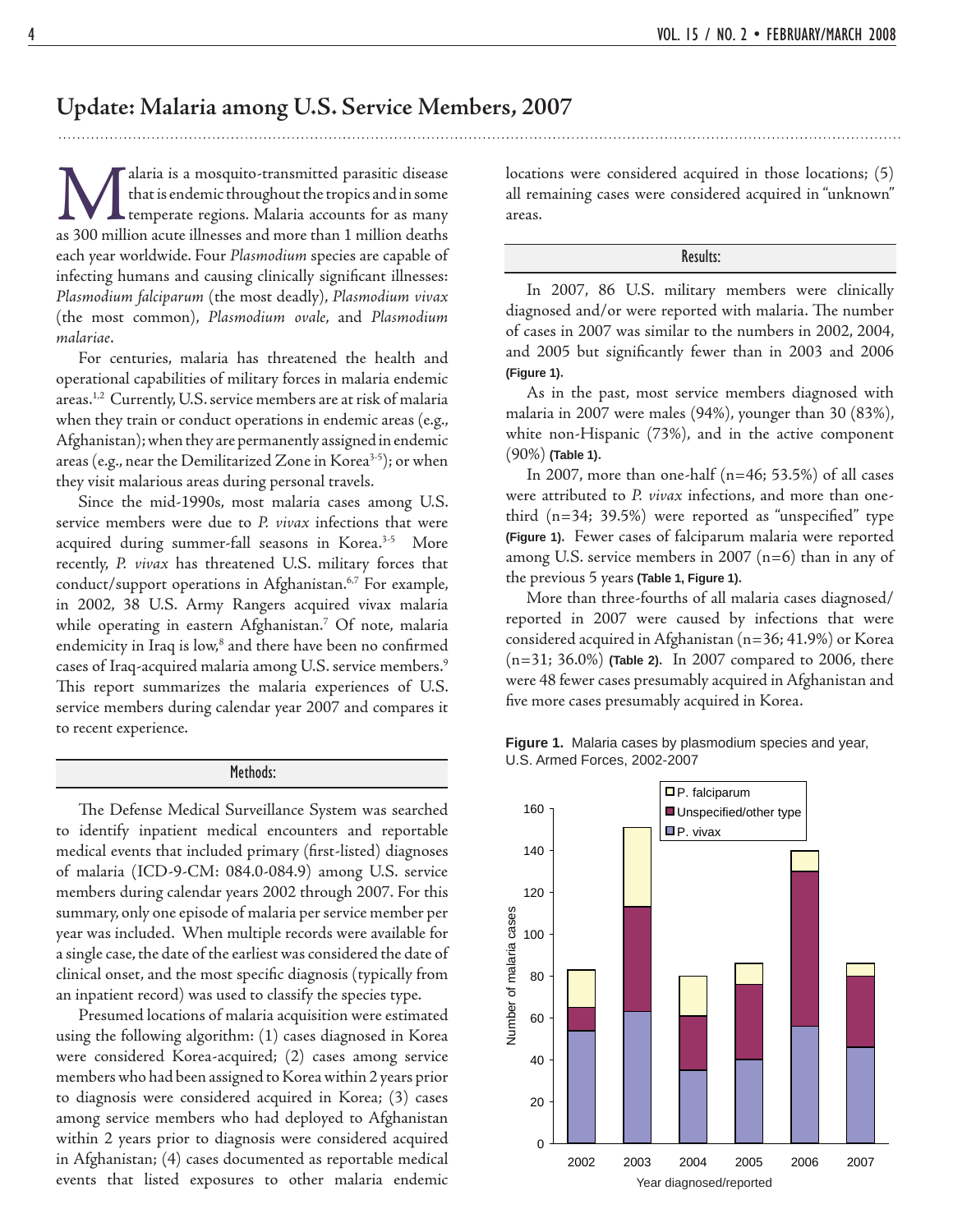# Update: Malaria among U.S. Service Members, 2007

Malaria is a mosquito-transmitted parasitic disease that is endemic throughout the tropics and in some temperate regions. Malaria accounts for as many as 300 million acute illnesses and more than 1 million deaths each year worldwide. Four *Plasmodium* species are capable of infecting humans and causing clinically significant illnesses: *Plasmodium falciparum* (the most deadly), *Plasmodium vivax* (the most common), *Plasmodium ovale*, and *Plasmodium malariae*.

For centuries, malaria has threatened the health and operational capabilities of military forces in malaria endemic areas.[1,2] Currently, U.S. service members are at risk of malaria when they train or conduct operations in endemic areas (e.g., Afghanistan); when they are permanently assigned in endemic areas (e.g., near the Demilitarized Zone in Korea[3-5]); or when they visit malarious areas during personal travels.

Since the mid-1990s, most malaria cases among U.S. service members were due to *P. vivax* infections that were acquired during summer-fall seasons in Korea.[3-5] More recently, *P. vivax* has threatened U.S. military forces that conduct/support operations in Afghanistan.[6,7] For example, in 2002, 38 U.S. Army Rangers acquired vivax malaria while operating in eastern Afghanistan.[7] Of note, malaria endemicity in Iraq is low,[8] and there have been no confirmed cases of Iraq-acquired malaria among U.S. service members.[9] This report summarizes the malaria experiences of U.S. service members during calendar year 2007 and compares it to recent experience.

## Methods:

The Defense Medical Surveillance System was searched to identify inpatient medical encounters and reportable medical events that included primary (first-listed) diagnoses of malaria (ICD-9-CM: 084.0-084.9) among U.S. service members during calendar years 2002 through 2007. For this summary, only one episode of malaria per service member per year was included. When multiple records were available for a single case, the date of the earliest was considered the date of clinical onset, and the most specific diagnosis (typically from an inpatient record) was used to classify the species type.

Presumed locations of malaria acquisition were estimated using the following algorithm: (1) cases diagnosed in Korea were considered Korea-acquired; (2) cases among service members who had been assigned to Korea within 2 years prior to diagnosis were considered acquired in Korea; (3) cases among service members who had deployed to Afghanistan within 2 years prior to diagnosis were considered acquired in Afghanistan; (4) cases documented as reportable medical events that listed exposures to other malaria endemic locations were considered acquired in those locations; (5) all remaining cases were considered acquired in "unknown" areas.

## Results:

In 2007, 86 U.S. military members were clinically diagnosed and/or were reported with malaria. The number of cases in 2007 was similar to the numbers in 2002, 2004, and 2005 but significantly fewer than in 2003 and 2006 **(Figure 1)**.

As in the past, most service members diagnosed with malaria in 2007 were males (94%), younger than 30 (83%), white non-Hispanic (73%), and in the active component (90%) **(Table 1)**.

In 2007, more than one-half (n=46; 53.5%) of all cases were attributed to *P. vivax* infections, and more than one-third (n=34; 39.5%) were reported as "unspecified" type **(Figure 1)**. Fewer cases of falciparum malaria were reported among U.S. service members in 2007 (n=6) than in any of the previous 5 years **(Table 1, Figure 1)**.

More than three-fourths of all malaria cases diagnosed/reported in 2007 were caused by infections that were considered acquired in Afghanistan (n=36; 41.9%) or Korea (n=31; 36.0%) **(Table 2)**. In 2007 compared to 2006, there were 48 fewer cases presumably acquired in Afghanistan and five more cases presumably acquired in Korea.

**Figure 1.** Malaria cases by plasmodium species and year, U.S. Armed Forces, 2002-2007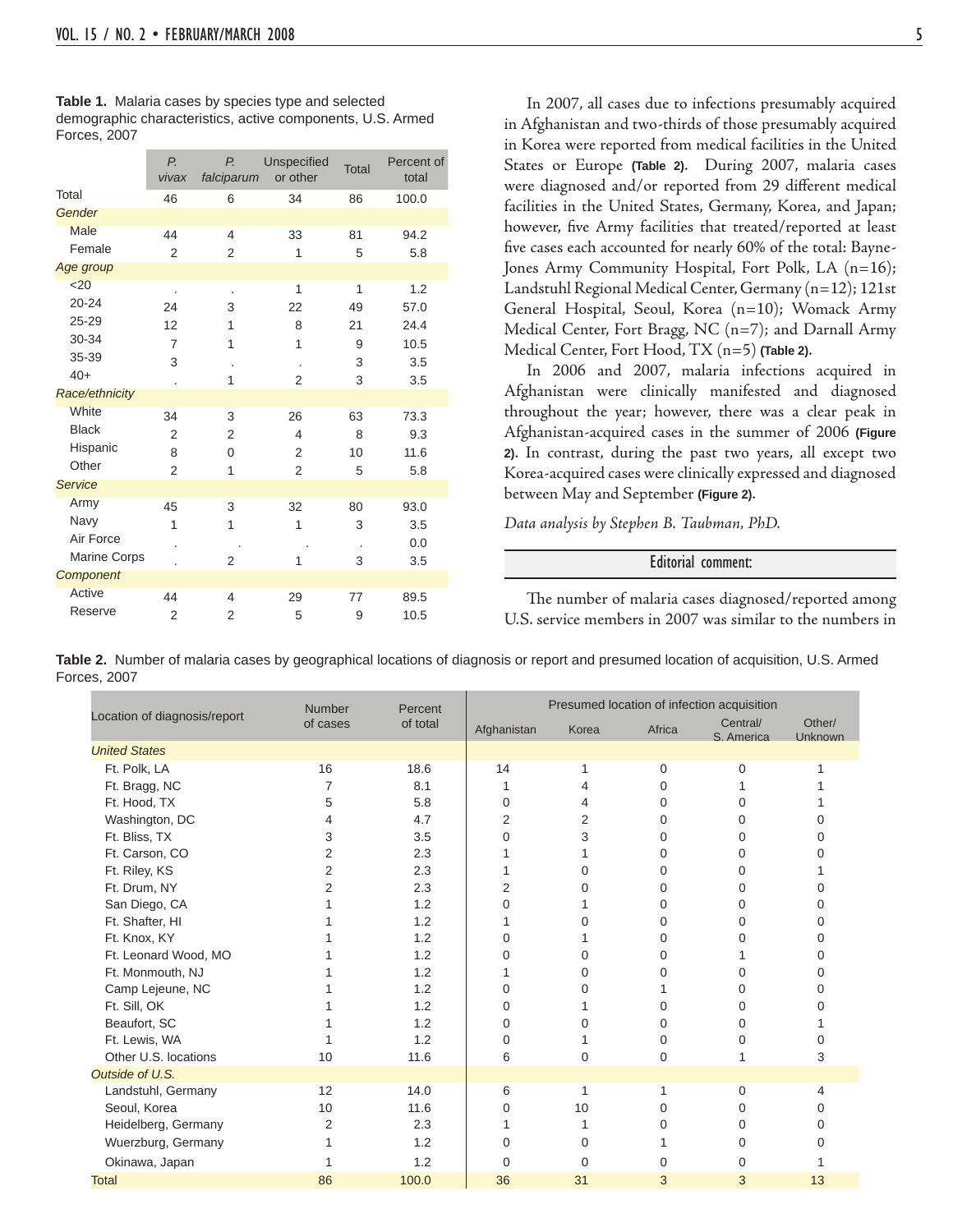**Table 1.** Malaria cases by species type and selected demographic characteristics, active components, U.S. Armed Forces, 2007

| | *P. vivax* | *P. falciparum* | Unspecified or other | Total | Percent of total |
|---|---|---|---|---|---|
| Total | 46 | 6 | 34 | 86 | 100.0 |
| *Gender* | | | | | |
| Male | 44 | 4 | 33 | 81 | 94.2 |
| Female | 2 | 2 | 1 | 5 | 5.8 |
| *Age group* | | | | | |
| <20 | . | . | 1 | 1 | 1.2 |
| 20-24 | 24 | 3 | 22 | 49 | 57.0 |
| 25-29 | 12 | 1 | 8 | 21 | 24.4 |
| 30-34 | 7 | 1 | 1 | 9 | 10.5 |
| 35-39 | 3 | . | . | 3 | 3.5 |
| 40+ | . | 1 | 2 | 3 | 3.5 |
| *Race/ethnicity* | | | | | |
| White | 34 | 3 | 26 | 63 | 73.3 |
| Black | 2 | 2 | 4 | 8 | 9.3 |
| Hispanic | 8 | 0 | 2 | 10 | 11.6 |
| Other | 2 | 1 | 2 | 5 | 5.8 |
| *Service* | | | | | |
| Army | 45 | 3 | 32 | 80 | 93.0 |
| Navy | 1 | 1 | 1 | 3 | 3.5 |
| Air Force | . | . | . | . | 0.0 |
| Marine Corps | . | 2 | 1 | 3 | 3.5 |
| *Component* | | | | | |
| Active | 44 | 4 | 29 | 77 | 89.5 |
| Reserve | 2 | 2 | 5 | 9 | 10.5 |

In 2007, all cases due to infections presumably acquired in Afghanistan and two-thirds of those presumably acquired in Korea were reported from medical facilities in the United States or Europe **(Table 2)**. During 2007, malaria cases were diagnosed and/or reported from 29 different medical facilities in the United States, Germany, Korea, and Japan; however, five Army facilities that treated/reported at least five cases each accounted for nearly 60% of the total: Bayne-Jones Army Community Hospital, Fort Polk, LA (n=16); Landstuhl Regional Medical Center, Germany (n=12); 121st General Hospital, Seoul, Korea (n=10); Womack Army Medical Center, Fort Bragg, NC (n=7); and Darnall Army Medical Center, Fort Hood, TX (n=5) **(Table 2)**.

In 2006 and 2007, malaria infections acquired in Afghanistan were clinically manifested and diagnosed throughout the year; however, there was a clear peak in Afghanistan-acquired cases in the summer of 2006 **(Figure 2)**. In contrast, during the past two years, all except two Korea-acquired cases were clinically expressed and diagnosed between May and September **(Figure 2)**.

*Data analysis by Stephen B. Taubman, PhD.*

## Editorial comment:

The number of malaria cases diagnosed/reported among U.S. service members in 2007 was similar to the numbers in

**Table 2.** Number of malaria cases by geographical locations of diagnosis or report and presumed location of acquisition, U.S. Armed Forces, 2007

| Location of diagnosis/report | Number of cases | Percent of total | Presumed location of infection acquisition | | | | |
|---|---|---|---|---|---|---|---|
| | | | Afghanistan | Korea | Africa | Central/ S. America | Other/ Unknown |
| *United States* | | | | | | | |
| Ft. Polk, LA | 16 | 18.6 | 14 | 1 | 0 | 0 | 1 |
| Ft. Bragg, NC | 7 | 8.1 | 1 | 4 | 0 | 1 | 1 |
| Ft. Hood, TX | 5 | 5.8 | 0 | 4 | 0 | 0 | 1 |
| Washington, DC | 4 | 4.7 | 2 | 2 | 0 | 0 | 0 |
| Ft. Bliss, TX | 3 | 3.5 | 0 | 3 | 0 | 0 | 0 |
| Ft. Carson, CO | 2 | 2.3 | 1 | 1 | 0 | 0 | 0 |
| Ft. Riley, KS | 2 | 2.3 | 1 | 0 | 0 | 0 | 1 |
| Ft. Drum, NY | 2 | 2.3 | 2 | 0 | 0 | 0 | 0 |
| San Diego, CA | 1 | 1.2 | 0 | 1 | 0 | 0 | 0 |
| Ft. Shafter, HI | 1 | 1.2 | 1 | 0 | 0 | 0 | 0 |
| Ft. Knox, KY | 1 | 1.2 | 0 | 1 | 0 | 0 | 0 |
| Ft. Leonard Wood, MO | 1 | 1.2 | 0 | 0 | 0 | 1 | 0 |
| Ft. Monmouth, NJ | 1 | 1.2 | 1 | 0 | 0 | 0 | 0 |
| Camp Lejeune, NC | 1 | 1.2 | 0 | 0 | 1 | 0 | 0 |
| Ft. Sill, OK | 1 | 1.2 | 0 | 1 | 0 | 0 | 0 |
| Beaufort, SC | 1 | 1.2 | 0 | 0 | 0 | 0 | 1 |
| Ft. Lewis, WA | 1 | 1.2 | 0 | 1 | 0 | 0 | 0 |
| Other U.S. locations | 10 | 11.6 | 6 | 0 | 0 | 1 | 3 |
| *Outside of U.S.* | | | | | | | |
| Landstuhl, Germany | 12 | 14.0 | 6 | 1 | 1 | 0 | 4 |
| Seoul, Korea | 10 | 11.6 | 0 | 10 | 0 | 0 | 0 |
| Heidelberg, Germany | 2 | 2.3 | 1 | 1 | 0 | 0 | 0 |
| Wuerzburg, Germany | 1 | 1.2 | 0 | 0 | 1 | 0 | 0 |
| Okinawa, Japan | 1 | 1.2 | 0 | 0 | 0 | 0 | 1 |
| Total | 86 | 100.0 | 36 | 31 | 3 | 3 | 13 |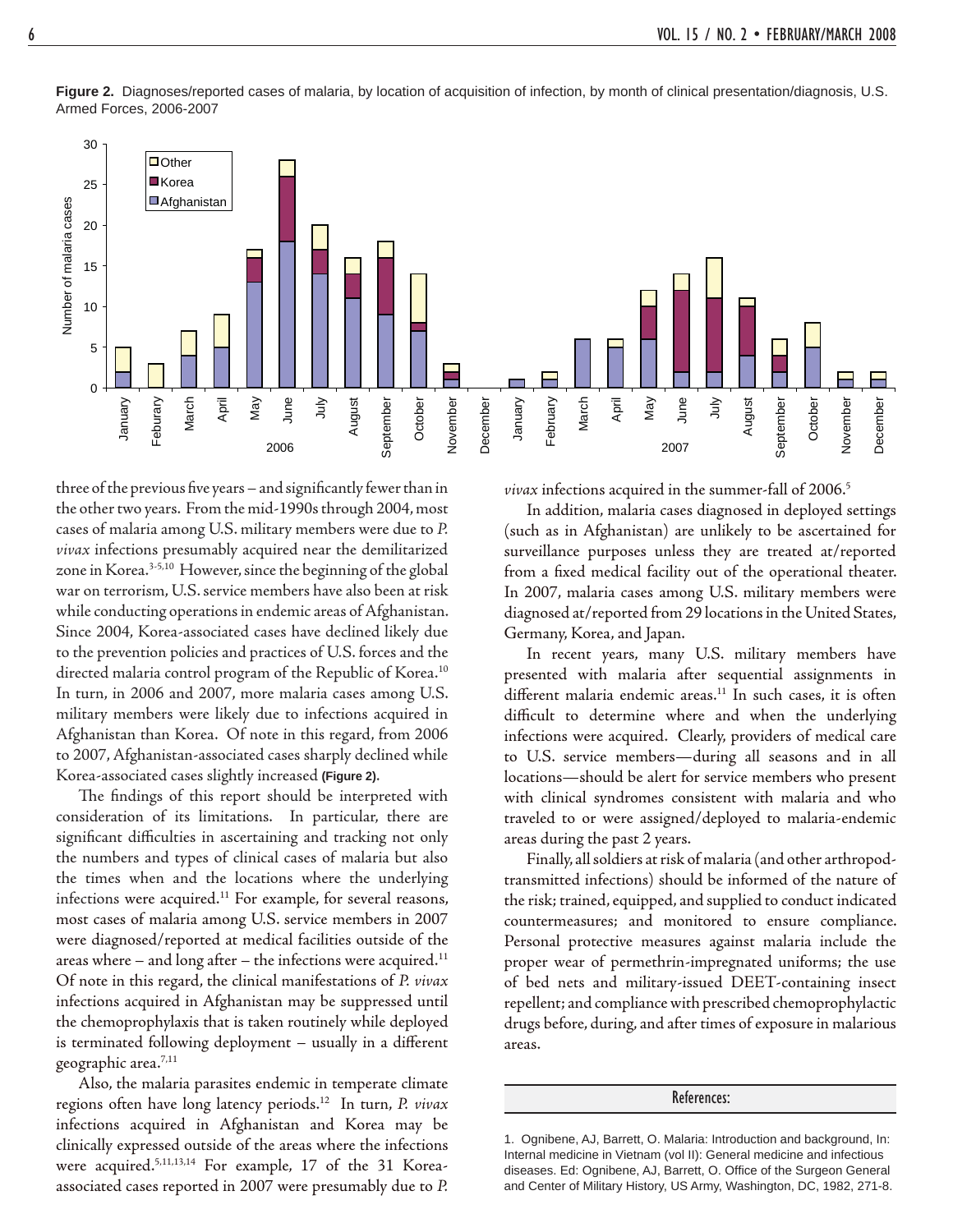**Figure 2.** Diagnoses/reported cases of malaria, by location of acquisition of infection, by month of clinical presentation/diagnosis, U.S. Armed Forces, 2006-2007

three of the previous five years – and significantly fewer than in the other two years. From the mid-1990s through 2004, most cases of malaria among U.S. military members were due to *P. vivax* infections presumably acquired near the demilitarized zone in Korea.[3-5,10] However, since the beginning of the global war on terrorism, U.S. service members have also been at risk while conducting operations in endemic areas of Afghanistan. Since 2004, Korea-associated cases have declined likely due to the prevention policies and practices of U.S. forces and the directed malaria control program of the Republic of Korea.[10] In turn, in 2006 and 2007, more malaria cases among U.S. military members were likely due to infections acquired in Afghanistan than Korea. Of note in this regard, from 2006 to 2007, Afghanistan-associated cases sharply declined while Korea-associated cases slightly increased **(Figure 2)**.

The findings of this report should be interpreted with consideration of its limitations. In particular, there are significant difficulties in ascertaining and tracking not only the numbers and types of clinical cases of malaria but also the times when and the locations where the underlying infections were acquired.[11] For example, for several reasons, most cases of malaria among U.S. service members in 2007 were diagnosed/reported at medical facilities outside of the areas where – and long after – the infections were acquired.[11] Of note in this regard, the clinical manifestations of *P. vivax* infections acquired in Afghanistan may be suppressed until the chemoprophylaxis that is taken routinely while deployed is terminated following deployment – usually in a different geographic area.[7,11]

Also, the malaria parasites endemic in temperate climate regions often have long latency periods.[12] In turn, *P. vivax* infections acquired in Afghanistan and Korea may be clinically expressed outside of the areas where the infections were acquired.[5,11,13,14] For example, 17 of the 31 Korea-associated cases reported in 2007 were presumably due to *P. vivax* infections acquired in the summer-fall of 2006.[5]

In addition, malaria cases diagnosed in deployed settings (such as in Afghanistan) are unlikely to be ascertained for surveillance purposes unless they are treated at/reported from a fixed medical facility out of the operational theater. In 2007, malaria cases among U.S. military members were diagnosed at/reported from 29 locations in the United States, Germany, Korea, and Japan.

In recent years, many U.S. military members have presented with malaria after sequential assignments in different malaria endemic areas.[11] In such cases, it is often difficult to determine where and when the underlying infections were acquired. Clearly, providers of medical care to U.S. service members—during all seasons and in all locations—should be alert for service members who present with clinical syndromes consistent with malaria and who traveled to or were assigned/deployed to malaria-endemic areas during the past 2 years.

Finally, all soldiers at risk of malaria (and other arthropod-transmitted infections) should be informed of the nature of the risk; trained, equipped, and supplied to conduct indicated countermeasures; and monitored to ensure compliance. Personal protective measures against malaria include the proper wear of permethrin-impregnated uniforms; the use of bed nets and military-issued DEET-containing insect repellent; and compliance with prescribed chemoprophylactic drugs before, during, and after times of exposure in malarious areas.

## References:

1. Ognibene, AJ, Barrett, O. Malaria: Introduction and background, In: Internal medicine in Vietnam (vol II): General medicine and infectious diseases. Ed: Ognibene, AJ, Barrett, O. Office of the Surgeon General and Center of Military History, US Army, Washington, DC, 1982, 271-8.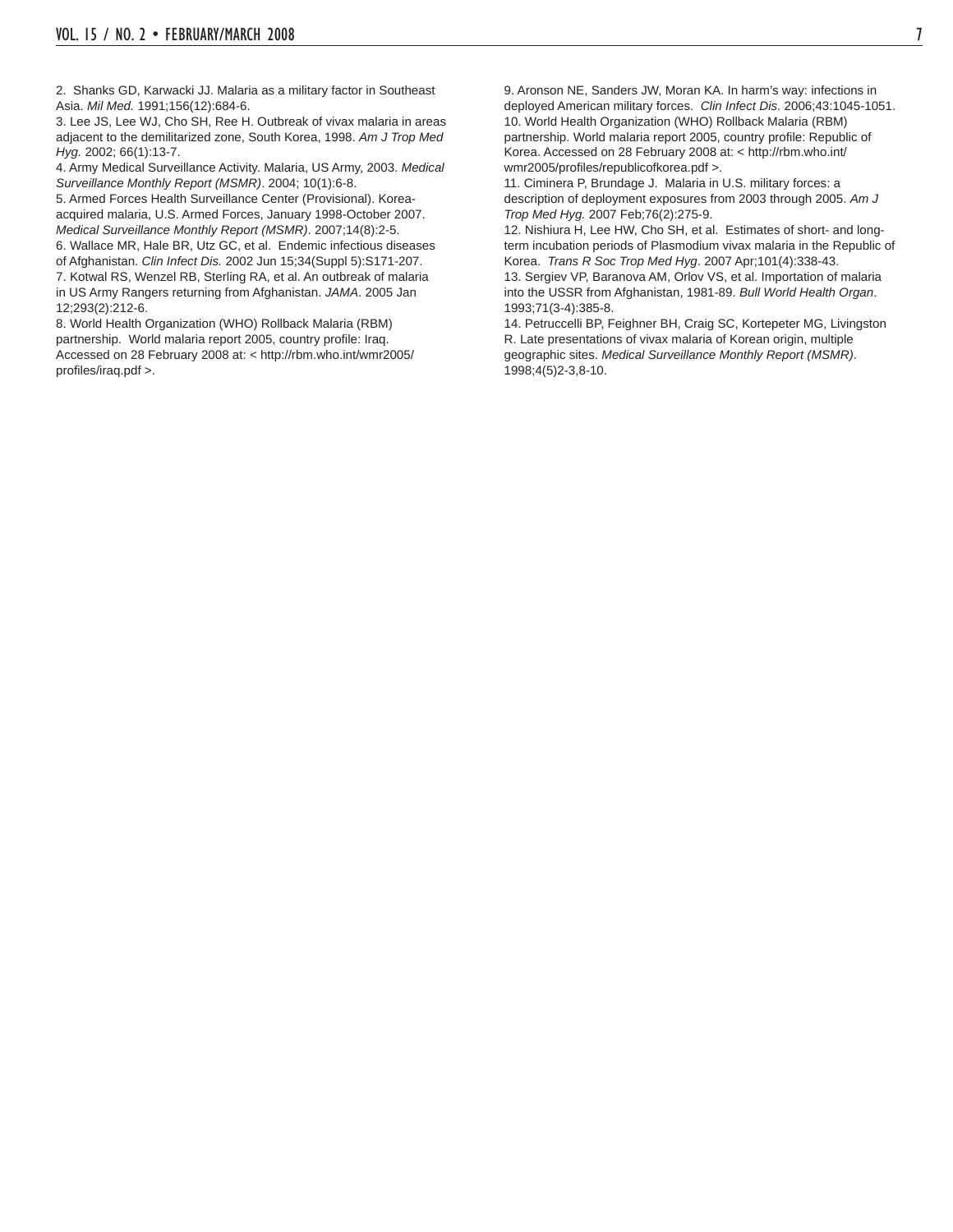2. Shanks GD, Karwacki JJ. Malaria as a military factor in Southeast Asia. *Mil Med.* 1991;156(12):684-6.

3. Lee JS, Lee WJ, Cho SH, Ree H. Outbreak of vivax malaria in areas adjacent to the demilitarized zone, South Korea, 1998. *Am J Trop Med Hyg.* 2002; 66(1):13-7.

4. Army Medical Surveillance Activity. Malaria, US Army, 2003. *Medical Surveillance Monthly Report (MSMR)*. 2004; 10(1):6-8.

5. Armed Forces Health Surveillance Center (Provisional). Korea-acquired malaria, U.S. Armed Forces, January 1998-October 2007. *Medical Surveillance Monthly Report (MSMR)*. 2007;14(8):2-5.

6. Wallace MR, Hale BR, Utz GC, et al. Endemic infectious diseases of Afghanistan. *Clin Infect Dis.* 2002 Jun 15;34(Suppl 5):S171-207.

7. Kotwal RS, Wenzel RB, Sterling RA, et al. An outbreak of malaria in US Army Rangers returning from Afghanistan. *JAMA*. 2005 Jan 12;293(2):212-6.

8. World Health Organization (WHO) Rollback Malaria (RBM) partnership. World malaria report 2005, country profile: Iraq. Accessed on 28 February 2008 at: < http://rbm.who.int/wmr2005/profiles/iraq.pdf >.

9. Aronson NE, Sanders JW, Moran KA. In harm's way: infections in deployed American military forces. *Clin Infect Dis*. 2006;43:1045-1051.

10. World Health Organization (WHO) Rollback Malaria (RBM) partnership. World malaria report 2005, country profile: Republic of Korea. Accessed on 28 February 2008 at: < http://rbm.who.int/wmr2005/profiles/republicofkorea.pdf >.

11. Ciminera P, Brundage J. Malaria in U.S. military forces: a description of deployment exposures from 2003 through 2005. *Am J Trop Med Hyg.* 2007 Feb;76(2):275-9.

12. Nishiura H, Lee HW, Cho SH, et al. Estimates of short- and long-term incubation periods of Plasmodium vivax malaria in the Republic of Korea. *Trans R Soc Trop Med Hyg*. 2007 Apr;101(4):338-43.

13. Sergiev VP, Baranova AM, Orlov VS, et al. Importation of malaria into the USSR from Afghanistan, 1981-89. *Bull World Health Organ*. 1993;71(3-4):385-8.

14. Petruccelli BP, Feighner BH, Craig SC, Kortepeter MG, Livingston R. Late presentations of vivax malaria of Korean origin, multiple geographic sites. *Medical Surveillance Monthly Report (MSMR)*. 1998;4(5)2-3,8-10.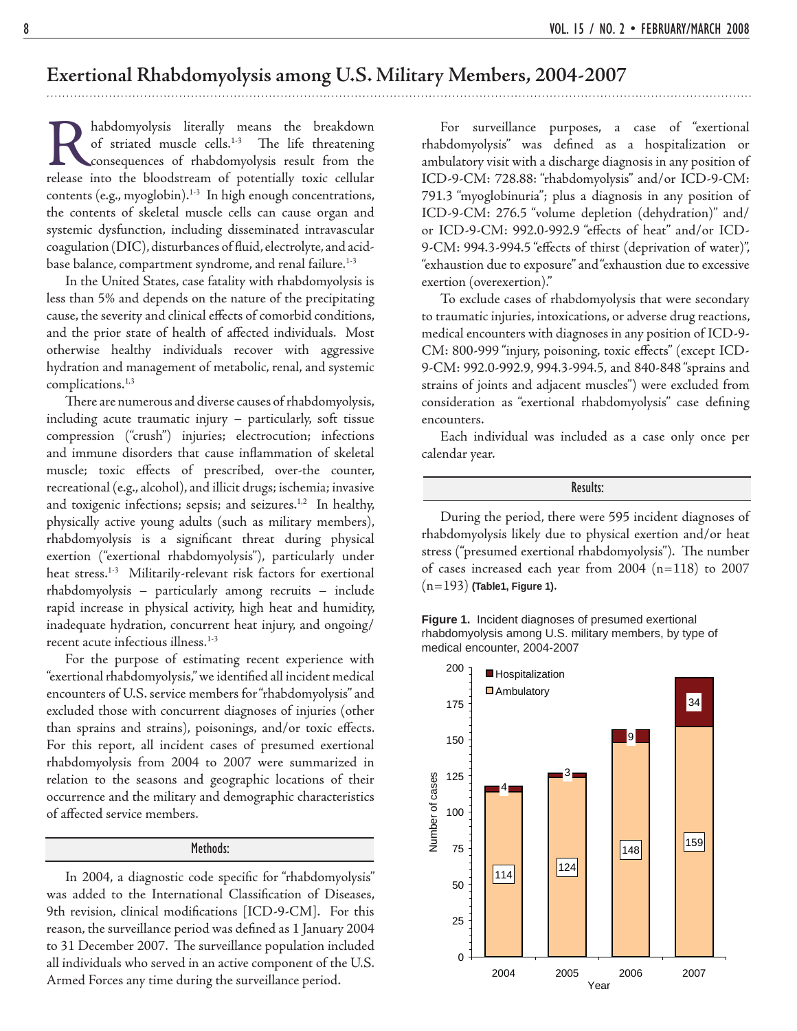# Exertional Rhabdomyolysis among U.S. Military Members, 2004-2007

Rhabdomyolysis literally means the breakdown of striated muscle cells.[1-3] The life threatening consequences of rhabdomyolysis result from the release into the bloodstream of potentially toxic cellular contents (e.g., myoglobin).[1-3] In high enough concentrations, the contents of skeletal muscle cells can cause organ and systemic dysfunction, including disseminated intravascular coagulation (DIC), disturbances of fluid, electrolyte, and acid-base balance, compartment syndrome, and renal failure.[1-3]

In the United States, case fatality with rhabdomyolysis is less than 5% and depends on the nature of the precipitating cause, the severity and clinical effects of comorbid conditions, and the prior state of health of affected individuals. Most otherwise healthy individuals recover with aggressive hydration and management of metabolic, renal, and systemic complications.[1,3]

There are numerous and diverse causes of rhabdomyolysis, including acute traumatic injury – particularly, soft tissue compression ("crush") injuries; electrocution; infections and immune disorders that cause inflammation of skeletal muscle; toxic effects of prescribed, over-the counter, recreational (e.g., alcohol), and illicit drugs; ischemia; invasive and toxigenic infections; sepsis; and seizures.[1,2] In healthy, physically active young adults (such as military members), rhabdomyolysis is a significant threat during physical exertion ("exertional rhabdomyolysis"), particularly under heat stress.[1-3] Militarily-relevant risk factors for exertional rhabdomyolysis – particularly among recruits – include rapid increase in physical activity, high heat and humidity, inadequate hydration, concurrent heat injury, and ongoing/recent acute infectious illness.[1-3]

For the purpose of estimating recent experience with "exertional rhabdomyolysis," we identified all incident medical encounters of U.S. service members for "rhabdomyolysis" and excluded those with concurrent diagnoses of injuries (other than sprains and strains), poisonings, and/or toxic effects. For this report, all incident cases of presumed exertional rhabdomyolysis from 2004 to 2007 were summarized in relation to the seasons and geographic locations of their occurrence and the military and demographic characteristics of affected service members.

## Methods:

In 2004, a diagnostic code specific for "rhabdomyolysis" was added to the International Classification of Diseases, 9th revision, clinical modifications [ICD-9-CM]. For this reason, the surveillance period was defined as 1 January 2004 to 31 December 2007. The surveillance population included all individuals who served in an active component of the U.S. Armed Forces any time during the surveillance period.

For surveillance purposes, a case of "exertional rhabdomyolysis" was defined as a hospitalization or ambulatory visit with a discharge diagnosis in any position of ICD-9-CM: 728.88: "rhabdomyolysis" and/or ICD-9-CM: 791.3 "myoglobinuria"; plus a diagnosis in any position of ICD-9-CM: 276.5 "volume depletion (dehydration)" and/or ICD-9-CM: 992.0-992.9 "effects of heat" and/or ICD-9-CM: 994.3-994.5 "effects of thirst (deprivation of water)", "exhaustion due to exposure" and "exhaustion due to excessive exertion (overexertion)."

To exclude cases of rhabdomyolysis that were secondary to traumatic injuries, intoxications, or adverse drug reactions, medical encounters with diagnoses in any position of ICD-9-CM: 800-999 "injury, poisoning, toxic effects" (except ICD-9-CM: 992.0-992.9, 994.3-994.5, and 840-848 "sprains and strains of joints and adjacent muscles") were excluded from consideration as "exertional rhabdomyolysis" case defining encounters.

Each individual was included as a case only once per calendar year.

## Results:

During the period, there were 595 incident diagnoses of rhabdomyolysis likely due to physical exertion and/or heat stress ("presumed exertional rhabdomyolysis"). The number of cases increased each year from 2004 (n=118) to 2007 (n=193) **(Table1, Figure 1).**

**Figure 1.** Incident diagnoses of presumed exertional rhabdomyolysis among U.S. military members, by type of medical encounter, 2004-2007

| Year | Ambulatory | Hospitalization |
|---|---|---|
| 2004 | 114 | 4 |
| 2005 | 124 | 3 |
| 2006 | 148 | 9 |
| 2007 | 159 | 34 |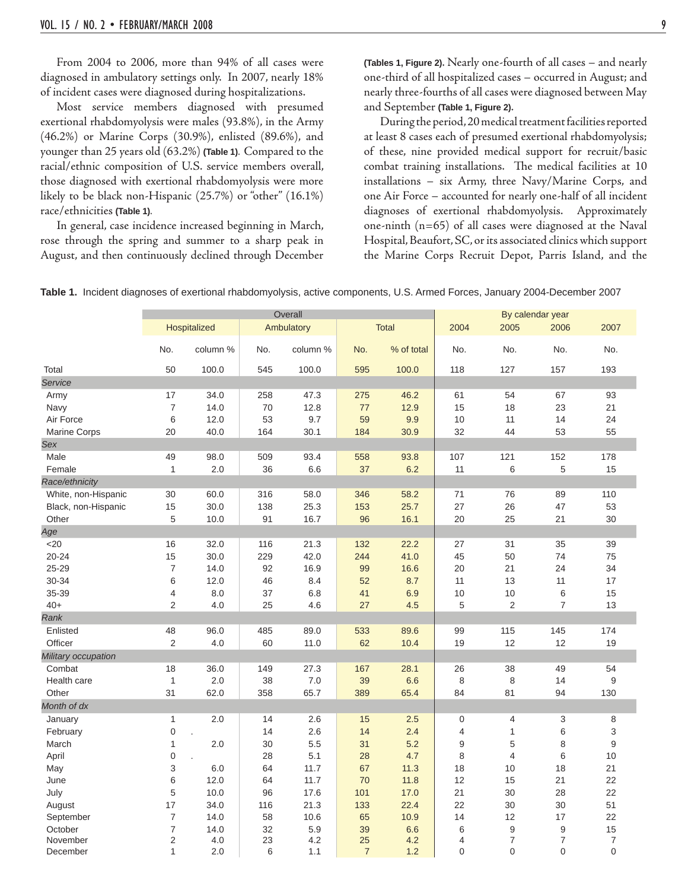From 2004 to 2006, more than 94% of all cases were diagnosed in ambulatory settings only. In 2007, nearly 18% of incident cases were diagnosed during hospitalizations.

Most service members diagnosed with presumed exertional rhabdomyolysis were males (93.8%), in the Army (46.2%) or Marine Corps (30.9%), enlisted (89.6%), and younger than 25 years old (63.2%) **(Table 1)**. Compared to the racial/ethnic composition of U.S. service members overall, those diagnosed with exertional rhabdomyolysis were more likely to be black non-Hispanic (25.7%) or "other" (16.1%) race/ethnicities **(Table 1)**.

In general, case incidence increased beginning in March, rose through the spring and summer to a sharp peak in August, and then continuously declined through December **(Tables 1, Figure 2)**. Nearly one-fourth of all cases – and nearly one-third of all hospitalized cases – occurred in August; and nearly three-fourths of all cases were diagnosed between May and September **(Table 1, Figure 2)**.

During the period, 20 medical treatment facilities reported at least 8 cases each of presumed exertional rhabdomyolysis; of these, nine provided medical support for recruit/basic combat training installations. The medical facilities at 10 installations – six Army, three Navy/Marine Corps, and one Air Force – accounted for nearly one-half of all incident diagnoses of exertional rhabdomyolysis. Approximately one-ninth (n=65) of all cases were diagnosed at the Naval Hospital, Beaufort, SC, or its associated clinics which support the Marine Corps Recruit Depot, Parris Island, and the

**Table 1.** Incident diagnoses of exertional rhabdomyolysis, active components, U.S. Armed Forces, January 2004-December 2007

| | Overall | | | | | | By calendar year | | | |
|---|---|---|---|---|---|---|---|---|---|---|
| | Hospitalized | | Ambulatory | | Total | | 2004 | 2005 | 2006 | 2007 |
| | No. | column % | No. | column % | No. | % of total | No. | No. | No. | No. |
| Total | 50 | 100.0 | 545 | 100.0 | 595 | 100.0 | 118 | 127 | 157 | 193 |
| *Service* | | | | | | | | | | |
| Army | 17 | 34.0 | 258 | 47.3 | 275 | 46.2 | 61 | 54 | 67 | 93 |
| Navy | 7 | 14.0 | 70 | 12.8 | 77 | 12.9 | 15 | 18 | 23 | 21 |
| Air Force | 6 | 12.0 | 53 | 9.7 | 59 | 9.9 | 10 | 11 | 14 | 24 |
| Marine Corps | 20 | 40.0 | 164 | 30.1 | 184 | 30.9 | 32 | 44 | 53 | 55 |
| *Sex* | | | | | | | | | | |
| Male | 49 | 98.0 | 509 | 93.4 | 558 | 93.8 | 107 | 121 | 152 | 178 |
| Female | 1 | 2.0 | 36 | 6.6 | 37 | 6.2 | 11 | 6 | 5 | 15 |
| *Race/ethnicity* | | | | | | | | | | |
| White, non-Hispanic | 30 | 60.0 | 316 | 58.0 | 346 | 58.2 | 71 | 76 | 89 | 110 |
| Black, non-Hispanic | 15 | 30.0 | 138 | 25.3 | 153 | 25.7 | 27 | 26 | 47 | 53 |
| Other | 5 | 10.0 | 91 | 16.7 | 96 | 16.1 | 20 | 25 | 21 | 30 |
| *Age* | | | | | | | | | | |
| <20 | 16 | 32.0 | 116 | 21.3 | 132 | 22.2 | 27 | 31 | 35 | 39 |
| 20-24 | 15 | 30.0 | 229 | 42.0 | 244 | 41.0 | 45 | 50 | 74 | 75 |
| 25-29 | 7 | 14.0 | 92 | 16.9 | 99 | 16.6 | 20 | 21 | 24 | 34 |
| 30-34 | 6 | 12.0 | 46 | 8.4 | 52 | 8.7 | 11 | 13 | 11 | 17 |
| 35-39 | 4 | 8.0 | 37 | 6.8 | 41 | 6.9 | 10 | 10 | 6 | 15 |
| 40+ | 2 | 4.0 | 25 | 4.6 | 27 | 4.5 | 5 | 2 | 7 | 13 |
| *Rank* | | | | | | | | | | |
| Enlisted | 48 | 96.0 | 485 | 89.0 | 533 | 89.6 | 99 | 115 | 145 | 174 |
| Officer | 2 | 4.0 | 60 | 11.0 | 62 | 10.4 | 19 | 12 | 12 | 19 |
| *Military occupation* | | | | | | | | | | |
| Combat | 18 | 36.0 | 149 | 27.3 | 167 | 28.1 | 26 | 38 | 49 | 54 |
| Health care | 1 | 2.0 | 38 | 7.0 | 39 | 6.6 | 8 | 8 | 14 | 9 |
| Other | 31 | 62.0 | 358 | 65.7 | 389 | 65.4 | 84 | 81 | 94 | 130 |
| *Month of dx* | | | | | | | | | | |
| January | 1 | 2.0 | 14 | 2.6 | 15 | 2.5 | 0 | 4 | 3 | 8 |
| February | 0 | . | 14 | 2.6 | 14 | 2.4 | 4 | 1 | 6 | 3 |
| March | 1 | 2.0 | 30 | 5.5 | 31 | 5.2 | 9 | 5 | 8 | 9 |
| April | 0 | . | 28 | 5.1 | 28 | 4.7 | 8 | 4 | 6 | 10 |
| May | 3 | 6.0 | 64 | 11.7 | 67 | 11.3 | 18 | 10 | 18 | 21 |
| June | 6 | 12.0 | 64 | 11.7 | 70 | 11.8 | 12 | 15 | 21 | 22 |
| July | 5 | 10.0 | 96 | 17.6 | 101 | 17.0 | 21 | 30 | 28 | 22 |
| August | 17 | 34.0 | 116 | 21.3 | 133 | 22.4 | 22 | 30 | 30 | 51 |
| September | 7 | 14.0 | 58 | 10.6 | 65 | 10.9 | 14 | 12 | 17 | 22 |
| October | 7 | 14.0 | 32 | 5.9 | 39 | 6.6 | 6 | 9 | 9 | 15 |
| November | 2 | 4.0 | 23 | 4.2 | 25 | 4.2 | 4 | 7 | 7 | 7 |
| December | 1 | 2.0 | 6 | 1.1 | 7 | 1.2 | 0 | 0 | 0 | 0 |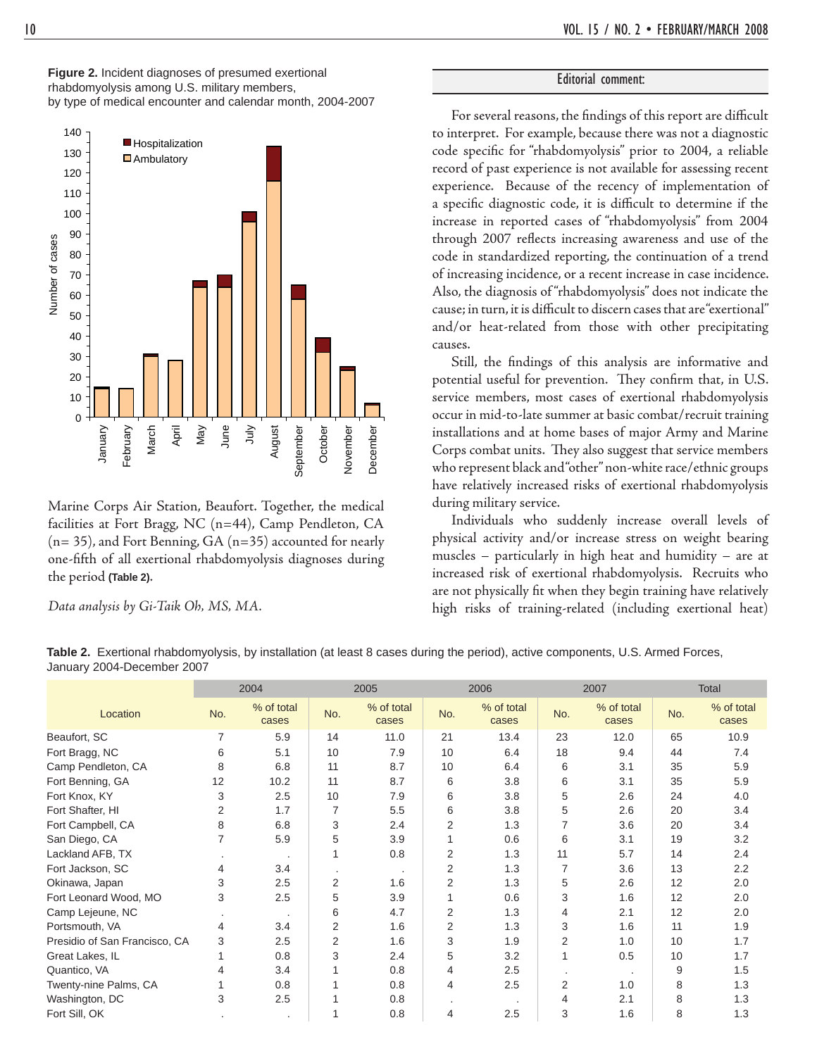**Figure 2.** Incident diagnoses of presumed exertional rhabdomyolysis among U.S. military members, by type of medical encounter and calendar month, 2004-2007

Marine Corps Air Station, Beaufort. Together, the medical facilities at Fort Bragg, NC (n=44), Camp Pendleton, CA (n= 35), and Fort Benning, GA (n=35) accounted for nearly one-fifth of all exertional rhabdomyolysis diagnoses during the period **(Table 2).**

*Data analysis by Gi-Taik Oh, MS, MA.*

## Editorial comment:

For several reasons, the findings of this report are difficult to interpret. For example, because there was not a diagnostic code specific for "rhabdomyolysis" prior to 2004, a reliable record of past experience is not available for assessing recent experience. Because of the recency of implementation of a specific diagnostic code, it is difficult to determine if the increase in reported cases of "rhabdomyolysis" from 2004 through 2007 reflects increasing awareness and use of the code in standardized reporting, the continuation of a trend of increasing incidence, or a recent increase in case incidence. Also, the diagnosis of "rhabdomyolysis" does not indicate the cause; in turn, it is difficult to discern cases that are "exertional" and/or heat-related from those with other precipitating causes.

Still, the findings of this analysis are informative and potential useful for prevention. They confirm that, in U.S. service members, most cases of exertional rhabdomyolysis occur in mid-to-late summer at basic combat/recruit training installations and at home bases of major Army and Marine Corps combat units. They also suggest that service members who represent black and "other" non-white race/ethnic groups have relatively increased risks of exertional rhabdomyolysis during military service.

Individuals who suddenly increase overall levels of physical activity and/or increase stress on weight bearing muscles – particularly in high heat and humidity – are at increased risk of exertional rhabdomyolysis. Recruits who are not physically fit when they begin training have relatively high risks of training-related (including exertional heat)

**Table 2.** Exertional rhabdomyolysis, by installation (at least 8 cases during the period), active components, U.S. Armed Forces, January 2004-December 2007

| | 2004 | | 2005 | | 2006 | | 2007 | | Total | |
|---|---|---|---|---|---|---|---|---|---|---|
| Location | No. | % of total cases | No. | % of total cases | No. | % of total cases | No. | % of total cases | No. | % of total cases |
| Beaufort, SC | 7 | 5.9 | 14 | 11.0 | 21 | 13.4 | 23 | 12.0 | 65 | 10.9 |
| Fort Bragg, NC | 6 | 5.1 | 10 | 7.9 | 10 | 6.4 | 18 | 9.4 | 44 | 7.4 |
| Camp Pendleton, CA | 8 | 6.8 | 11 | 8.7 | 10 | 6.4 | 6 | 3.1 | 35 | 5.9 |
| Fort Benning, GA | 12 | 10.2 | 11 | 8.7 | 6 | 3.8 | 6 | 3.1 | 35 | 5.9 |
| Fort Knox, KY | 3 | 2.5 | 10 | 7.9 | 6 | 3.8 | 5 | 2.6 | 24 | 4.0 |
| Fort Shafter, HI | 2 | 1.7 | 7 | 5.5 | 6 | 3.8 | 5 | 2.6 | 20 | 3.4 |
| Fort Campbell, CA | 8 | 6.8 | 3 | 2.4 | 2 | 1.3 | 7 | 3.6 | 20 | 3.4 |
| San Diego, CA | 7 | 5.9 | 5 | 3.9 | 1 | 0.6 | 6 | 3.1 | 19 | 3.2 |
| Lackland AFB, TX | . | . | 1 | 0.8 | 2 | 1.3 | 11 | 5.7 | 14 | 2.4 |
| Fort Jackson, SC | 4 | 3.4 | . | . | 2 | 1.3 | 7 | 3.6 | 13 | 2.2 |
| Okinawa, Japan | 3 | 2.5 | 2 | 1.6 | 2 | 1.3 | 5 | 2.6 | 12 | 2.0 |
| Fort Leonard Wood, MO | 3 | 2.5 | 5 | 3.9 | 1 | 0.6 | 3 | 1.6 | 12 | 2.0 |
| Camp Lejeune, NC | . | . | 6 | 4.7 | 2 | 1.3 | 4 | 2.1 | 12 | 2.0 |
| Portsmouth, VA | 4 | 3.4 | 2 | 1.6 | 2 | 1.3 | 3 | 1.6 | 11 | 1.9 |
| Presidio of San Francisco, CA | 3 | 2.5 | 2 | 1.6 | 3 | 1.9 | 2 | 1.0 | 10 | 1.7 |
| Great Lakes, IL | 1 | 0.8 | 3 | 2.4 | 5 | 3.2 | 1 | 0.5 | 10 | 1.7 |
| Quantico, VA | 4 | 3.4 | 1 | 0.8 | 4 | 2.5 | . | . | 9 | 1.5 |
| Twenty-nine Palms, CA | 1 | 0.8 | 1 | 0.8 | 4 | 2.5 | 2 | 1.0 | 8 | 1.3 |
| Washington, DC | 3 | 2.5 | 1 | 0.8 | . | . | 4 | 2.1 | 8 | 1.3 |
| Fort Sill, OK | . | . | 1 | 0.8 | 4 | 2.5 | 3 | 1.6 | 8 | 1.3 |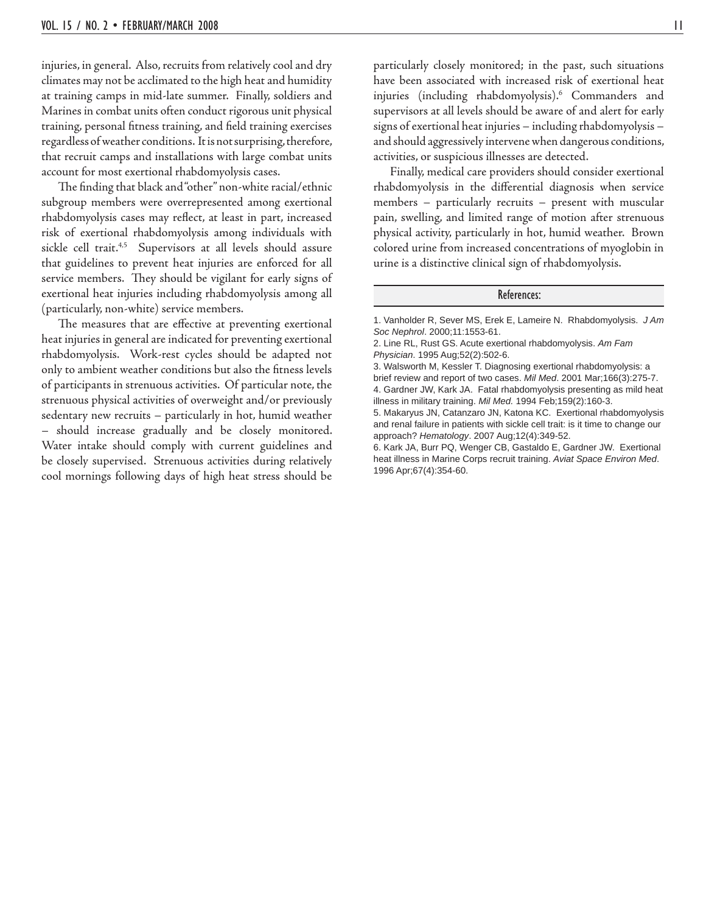injuries, in general. Also, recruits from relatively cool and dry climates may not be acclimated to the high heat and humidity at training camps in mid-late summer. Finally, soldiers and Marines in combat units often conduct rigorous unit physical training, personal fitness training, and field training exercises regardless of weather conditions. It is not surprising, therefore, that recruit camps and installations with large combat units account for most exertional rhabdomyolysis cases.

The finding that black and "other" non-white racial/ethnic subgroup members were overrepresented among exertional rhabdomyolysis cases may reflect, at least in part, increased risk of exertional rhabdomyolysis among individuals with sickle cell trait.[4,5] Supervisors at all levels should assure that guidelines to prevent heat injuries are enforced for all service members. They should be vigilant for early signs of exertional heat injuries including rhabdomyolysis among all (particularly, non-white) service members.

The measures that are effective at preventing exertional heat injuries in general are indicated for preventing exertional rhabdomyolysis. Work-rest cycles should be adapted not only to ambient weather conditions but also the fitness levels of participants in strenuous activities. Of particular note, the strenuous physical activities of overweight and/or previously sedentary new recruits – particularly in hot, humid weather – should increase gradually and be closely monitored. Water intake should comply with current guidelines and be closely supervised. Strenuous activities during relatively cool mornings following days of high heat stress should be particularly closely monitored; in the past, such situations have been associated with increased risk of exertional heat injuries (including rhabdomyolysis).[6] Commanders and supervisors at all levels should be aware of and alert for early signs of exertional heat injuries – including rhabdomyolysis – and should aggressively intervene when dangerous conditions, activities, or suspicious illnesses are detected.

Finally, medical care providers should consider exertional rhabdomyolysis in the differential diagnosis when service members – particularly recruits – present with muscular pain, swelling, and limited range of motion after strenuous physical activity, particularly in hot, humid weather. Brown colored urine from increased concentrations of myoglobin in urine is a distinctive clinical sign of rhabdomyolysis.

## References:

1. Vanholder R, Sever MS, Erek E, Lameire N. Rhabdomyolysis. *J Am Soc Nephrol*. 2000;11:1553-61.
2. Line RL, Rust GS. Acute exertional rhabdomyolysis. *Am Fam Physician*. 1995 Aug;52(2):502-6.
3. Walsworth M, Kessler T. Diagnosing exertional rhabdomyolysis: a brief review and report of two cases. *Mil Med*. 2001 Mar;166(3):275-7.
4. Gardner JW, Kark JA. Fatal rhabdomyolysis presenting as mild heat illness in military training. *Mil Med.* 1994 Feb;159(2):160-3.
5. Makaryus JN, Catanzaro JN, Katona KC. Exertional rhabdomyolysis and renal failure in patients with sickle cell trait: is it time to change our approach? *Hematology*. 2007 Aug;12(4):349-52.
6. Kark JA, Burr PQ, Wenger CB, Gastaldo E, Gardner JW. Exertional heat illness in Marine Corps recruit training. *Aviat Space Environ Med*. 1996 Apr;67(4):354-60.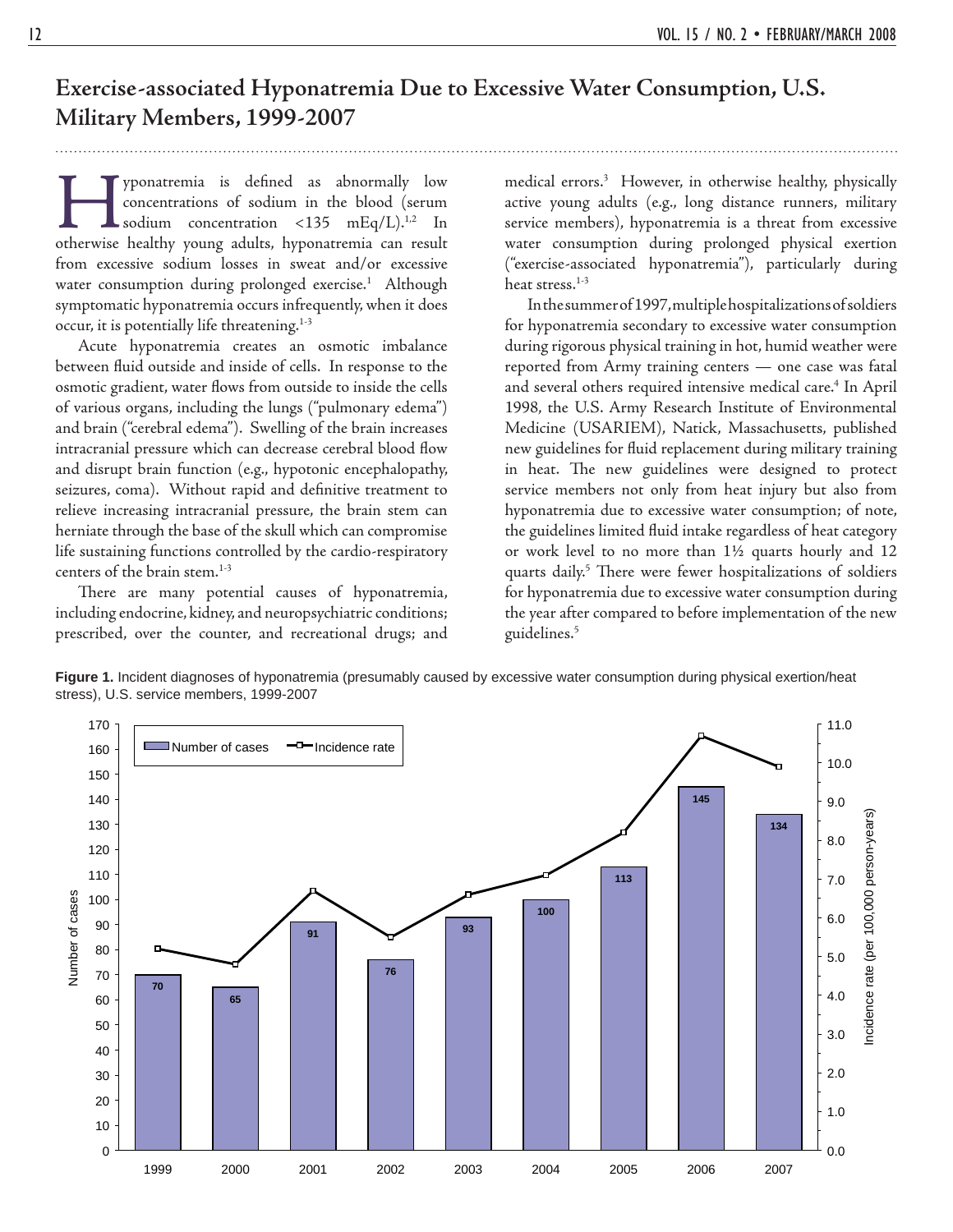# Exercise-associated Hyponatremia Due to Excessive Water Consumption, U.S. Military Members, 1999-2007

Hyponatremia is defined as abnormally low concentrations of sodium in the blood (serum sodium concentration <135 mEq/L).[1,2] In otherwise healthy young adults, hyponatremia can result from excessive sodium losses in sweat and/or excessive water consumption during prolonged exercise.[1] Although symptomatic hyponatremia occurs infrequently, when it does occur, it is potentially life threatening.[1-3]

Acute hyponatremia creates an osmotic imbalance between fluid outside and inside of cells. In response to the osmotic gradient, water flows from outside to inside the cells of various organs, including the lungs ("pulmonary edema") and brain ("cerebral edema"). Swelling of the brain increases intracranial pressure which can decrease cerebral blood flow and disrupt brain function (e.g., hypotonic encephalopathy, seizures, coma). Without rapid and definitive treatment to relieve increasing intracranial pressure, the brain stem can herniate through the base of the skull which can compromise life sustaining functions controlled by the cardio-respiratory centers of the brain stem.[1-3]

There are many potential causes of hyponatremia, including endocrine, kidney, and neuropsychiatric conditions; prescribed, over the counter, and recreational drugs; and medical errors.[3] However, in otherwise healthy, physically active young adults (e.g., long distance runners, military service members), hyponatremia is a threat from excessive water consumption during prolonged physical exertion ("exercise-associated hyponatremia"), particularly during heat stress.[1-3]

In the summer of 1997, multiple hospitalizations of soldiers for hyponatremia secondary to excessive water consumption during rigorous physical training in hot, humid weather were reported from Army training centers — one case was fatal and several others required intensive medical care.[4] In April 1998, the U.S. Army Research Institute of Environmental Medicine (USARIEM), Natick, Massachusetts, published new guidelines for fluid replacement during military training in heat. The new guidelines were designed to protect service members not only from heat injury but also from hyponatremia due to excessive water consumption; of note, the guidelines limited fluid intake regardless of heat category or work level to no more than 1½ quarts hourly and 12 quarts daily.[5] There were fewer hospitalizations of soldiers for hyponatremia due to excessive water consumption during the year after compared to before implementation of the new guidelines.[5]

**Figure 1.** Incident diagnoses of hyponatremia (presumably caused by excessive water consumption during physical exertion/heat stress), U.S. service members, 1999-2007

| Year | Number of cases |
|---|---|
| 1999 | 70 |
| 2000 | 65 |
| 2001 | 91 |
| 2002 | 76 |
| 2003 | 93 |
| 2004 | 100 |
| 2005 | 113 |
| 2006 | 145 |
| 2007 | 134 |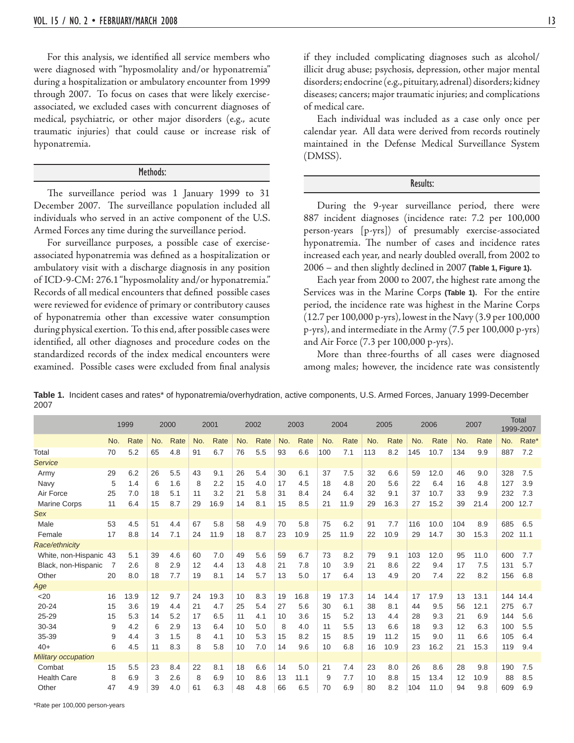For this analysis, we identified all service members who were diagnosed with "hyposmolality and/or hyponatremia" during a hospitalization or ambulatory encounter from 1999 through 2007. To focus on cases that were likely exercise-associated, we excluded cases with concurrent diagnoses of medical, psychiatric, or other major disorders (e.g., acute traumatic injuries) that could cause or increase risk of hyponatremia.

## Methods:

The surveillance period was 1 January 1999 to 31 December 2007. The surveillance population included all individuals who served in an active component of the U.S. Armed Forces any time during the surveillance period.

For surveillance purposes, a possible case of exercise-associated hyponatremia was defined as a hospitalization or ambulatory visit with a discharge diagnosis in any position of ICD-9-CM: 276.1 "hyposmolality and/or hyponatremia." Records of all medical encounters that defined possible cases were reviewed for evidence of primary or contributory causes of hyponatremia other than excessive water consumption during physical exertion. To this end, after possible cases were identified, all other diagnoses and procedure codes on the standardized records of the index medical encounters were examined. Possible cases were excluded from final analysis if they included complicating diagnoses such as alcohol/illicit drug abuse; psychosis, depression, other major mental disorders; endocrine (e.g., pituitary, adrenal) disorders; kidney diseases; cancers; major traumatic injuries; and complications of medical care.

Each individual was included as a case only once per calendar year. All data were derived from records routinely maintained in the Defense Medical Surveillance System (DMSS).

## Results:

During the 9-year surveillance period, there were 887 incident diagnoses (incidence rate: 7.2 per 100,000 person-years [p-yrs]) of presumably exercise-associated hyponatremia. The number of cases and incidence rates increased each year, and nearly doubled overall, from 2002 to 2006 – and then slightly declined in 2007 **(Table 1, Figure 1)**.

Each year from 2000 to 2007, the highest rate among the Services was in the Marine Corps **(Table 1)**. For the entire period, the incidence rate was highest in the Marine Corps (12.7 per 100,000 p-yrs), lowest in the Navy (3.9 per 100,000 p-yrs), and intermediate in the Army (7.5 per 100,000 p-yrs) and Air Force (7.3 per 100,000 p-yrs).

More than three-fourths of all cases were diagnosed among males; however, the incidence rate was consistently

**Table 1.** Incident cases and rates* of hyponatremia/overhydration, active components, U.S. Armed Forces, January 1999-December 2007

| | 1999 | | 2000 | | 2001 | | 2002 | | 2003 | | 2004 | | 2005 | | 2006 | | 2007 | | Total 1999-2007 | |
|---|---|---|---|---|---|---|---|---|---|---|---|---|---|---|---|---|---|---|---|---|
| | No. | Rate | No. | Rate | No. | Rate | No. | Rate | No. | Rate | No. | Rate | No. | Rate | No. | Rate | No. | Rate | No. | Rate* |
| Total | 70 | 5.2 | 65 | 4.8 | 91 | 6.7 | 76 | 5.5 | 93 | 6.6 | 100 | 7.1 | 113 | 8.2 | 145 | 10.7 | 134 | 9.9 | 887 | 7.2 |
| *Service* | | | | | | | | | | | | | | | | | | | | |
| Army | 29 | 6.2 | 26 | 5.5 | 43 | 9.1 | 26 | 5.4 | 30 | 6.1 | 37 | 7.5 | 32 | 6.6 | 59 | 12.0 | 46 | 9.0 | 328 | 7.5 |
| Navy | 5 | 1.4 | 6 | 1.6 | 8 | 2.2 | 15 | 4.0 | 17 | 4.5 | 18 | 4.8 | 20 | 5.6 | 22 | 6.4 | 16 | 4.8 | 127 | 3.9 |
| Air Force | 25 | 7.0 | 18 | 5.1 | 11 | 3.2 | 21 | 5.8 | 31 | 8.4 | 24 | 6.4 | 32 | 9.1 | 37 | 10.7 | 33 | 9.9 | 232 | 7.3 |
| Marine Corps | 11 | 6.4 | 15 | 8.7 | 29 | 16.9 | 14 | 8.1 | 15 | 8.5 | 21 | 11.9 | 29 | 16.3 | 27 | 15.2 | 39 | 21.4 | 200 | 12.7 |
| *Sex* | | | | | | | | | | | | | | | | | | | | |
| Male | 53 | 4.5 | 51 | 4.4 | 67 | 5.8 | 58 | 4.9 | 70 | 5.8 | 75 | 6.2 | 91 | 7.7 | 116 | 10.0 | 104 | 8.9 | 685 | 6.5 |
| Female | 17 | 8.8 | 14 | 7.1 | 24 | 11.9 | 18 | 8.7 | 23 | 10.9 | 25 | 11.9 | 22 | 10.9 | 29 | 14.7 | 30 | 15.3 | 202 | 11.1 |
| *Race/ethnicity* | | | | | | | | | | | | | | | | | | | | |
| White, non-Hispanic | 43 | 5.1 | 39 | 4.6 | 60 | 7.0 | 49 | 5.6 | 59 | 6.7 | 73 | 8.2 | 79 | 9.1 | 103 | 12.0 | 95 | 11.0 | 600 | 7.7 |
| Black, non-Hispanic | 7 | 2.6 | 8 | 2.9 | 12 | 4.4 | 13 | 4.8 | 21 | 7.8 | 10 | 3.9 | 21 | 8.6 | 22 | 9.4 | 17 | 7.5 | 131 | 5.7 |
| Other | 20 | 8.0 | 18 | 7.7 | 19 | 8.1 | 14 | 5.7 | 13 | 5.0 | 17 | 6.4 | 13 | 4.9 | 20 | 7.4 | 22 | 8.2 | 156 | 6.8 |
| *Age* | | | | | | | | | | | | | | | | | | | | |
| <20 | 16 | 13.9 | 12 | 9.7 | 24 | 19.3 | 10 | 8.3 | 19 | 16.8 | 19 | 17.3 | 14 | 14.4 | 17 | 17.9 | 13 | 13.1 | 144 | 14.4 |
| 20-24 | 15 | 3.6 | 19 | 4.4 | 21 | 4.7 | 25 | 5.4 | 27 | 5.6 | 30 | 6.1 | 38 | 8.1 | 44 | 9.5 | 56 | 12.1 | 275 | 6.7 |
| 25-29 | 15 | 5.3 | 14 | 5.2 | 17 | 6.5 | 11 | 4.1 | 10 | 3.6 | 15 | 5.2 | 13 | 4.4 | 28 | 9.3 | 21 | 6.9 | 144 | 5.6 |
| 30-34 | 9 | 4.2 | 6 | 2.9 | 13 | 6.4 | 10 | 5.0 | 8 | 4.0 | 11 | 5.5 | 13 | 6.6 | 18 | 9.3 | 12 | 6.3 | 100 | 5.5 |
| 35-39 | 9 | 4.4 | 3 | 1.5 | 8 | 4.1 | 10 | 5.3 | 15 | 8.2 | 15 | 8.5 | 19 | 11.2 | 15 | 9.0 | 11 | 6.6 | 105 | 6.4 |
| 40+ | 6 | 4.5 | 11 | 8.3 | 8 | 5.8 | 10 | 7.0 | 14 | 9.6 | 10 | 6.8 | 16 | 10.9 | 23 | 16.2 | 21 | 15.3 | 119 | 9.4 |
| *Military occupation* | | | | | | | | | | | | | | | | | | | | |
| Combat | 15 | 5.5 | 23 | 8.4 | 22 | 8.1 | 18 | 6.6 | 14 | 5.0 | 21 | 7.4 | 23 | 8.0 | 26 | 8.6 | 28 | 9.8 | 190 | 7.5 |
| Health Care | 8 | 6.9 | 3 | 2.6 | 8 | 6.9 | 10 | 8.6 | 13 | 11.1 | 9 | 7.7 | 10 | 8.8 | 15 | 13.4 | 12 | 10.9 | 88 | 8.5 |
| Other | 47 | 4.9 | 39 | 4.0 | 61 | 6.3 | 48 | 4.8 | 66 | 6.5 | 70 | 6.9 | 80 | 8.2 | 104 | 11.0 | 94 | 9.8 | 609 | 6.9 |

*Rate per 100,000 person-years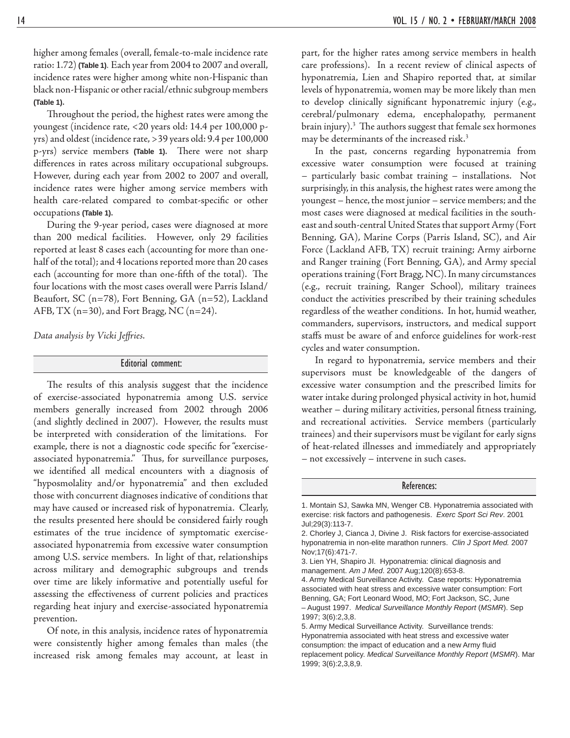higher among females (overall, female-to-male incidence rate ratio: 1.72) **(Table 1)**. Each year from 2004 to 2007 and overall, incidence rates were higher among white non-Hispanic than black non-Hispanic or other racial/ethnic subgroup members **(Table 1)**.

Throughout the period, the highest rates were among the youngest (incidence rate, <20 years old: 14.4 per 100,000 p-yrs) and oldest (incidence rate, >39 years old: 9.4 per 100,000 p-yrs) service members **(Table 1)**. There were not sharp differences in rates across military occupational subgroups. However, during each year from 2002 to 2007 and overall, incidence rates were higher among service members with health care-related compared to combat-specific or other occupations **(Table 1)**.

During the 9-year period, cases were diagnosed at more than 200 medical facilities. However, only 29 facilities reported at least 8 cases each (accounting for more than one-half of the total); and 4 locations reported more than 20 cases each (accounting for more than one-fifth of the total). The four locations with the most cases overall were Parris Island/ Beaufort, SC (n=78), Fort Benning, GA (n=52), Lackland AFB, TX (n=30), and Fort Bragg, NC (n=24).

*Data analysis by Vicki Jeffries.*

## Editorial comment:

The results of this analysis suggest that the incidence of exercise-associated hyponatremia among U.S. service members generally increased from 2002 through 2006 (and slightly declined in 2007). However, the results must be interpreted with consideration of the limitations. For example, there is not a diagnostic code specific for "exercise-associated hyponatremia." Thus, for surveillance purposes, we identified all medical encounters with a diagnosis of "hyposmolality and/or hyponatremia" and then excluded those with concurrent diagnoses indicative of conditions that may have caused or increased risk of hyponatremia. Clearly, the results presented here should be considered fairly rough estimates of the true incidence of symptomatic exercise-associated hyponatremia from excessive water consumption among U.S. service members. In light of that, relationships across military and demographic subgroups and trends over time are likely informative and potentially useful for assessing the effectiveness of current policies and practices regarding heat injury and exercise-associated hyponatremia prevention.

Of note, in this analysis, incidence rates of hyponatremia were consistently higher among females than males (the increased risk among females may account, at least in part, for the higher rates among service members in health care professions). In a recent review of clinical aspects of hyponatremia, Lien and Shapiro reported that, at similar levels of hyponatremia, women may be more likely than men to develop clinically significant hyponatremic injury (e.g., cerebral/pulmonary edema, encephalopathy, permanent brain injury).[3] The authors suggest that female sex hormones may be determinants of the increased risk.[3]

In the past, concerns regarding hyponatremia from excessive water consumption were focused at training – particularly basic combat training – installations. Not surprisingly, in this analysis, the highest rates were among the youngest – hence, the most junior – service members; and the most cases were diagnosed at medical facilities in the south-east and south-central United States that support Army (Fort Benning, GA), Marine Corps (Parris Island, SC), and Air Force (Lackland AFB, TX) recruit training; Army airborne and Ranger training (Fort Benning, GA), and Army special operations training (Fort Bragg, NC). In many circumstances (e.g., recruit training, Ranger School), military trainees conduct the activities prescribed by their training schedules regardless of the weather conditions. In hot, humid weather, commanders, supervisors, instructors, and medical support staffs must be aware of and enforce guidelines for work-rest cycles and water consumption.

In regard to hyponatremia, service members and their supervisors must be knowledgeable of the dangers of excessive water consumption and the prescribed limits for water intake during prolonged physical activity in hot, humid weather – during military activities, personal fitness training, and recreational activities. Service members (particularly trainees) and their supervisors must be vigilant for early signs of heat-related illnesses and immediately and appropriately – not excessively – intervene in such cases.

## References:

1. Montain SJ, Sawka MN, Wenger CB. Hyponatremia associated with exercise: risk factors and pathogenesis. *Exerc Sport Sci Rev*. 2001 Jul;29(3):113-7.
2. Chorley J, Cianca J, Divine J. Risk factors for exercise-associated hyponatremia in non-elite marathon runners. *Clin J Sport Med.* 2007 Nov;17(6):471-7.
3. Lien YH, Shapiro JI. Hyponatremia: clinical diagnosis and management. *Am J Med*. 2007 Aug;120(8):653-8.
4. Army Medical Surveillance Activity. Case reports: Hyponatremia associated with heat stress and excessive water consumption: Fort Benning, GA; Fort Leonard Wood, MO; Fort Jackson, SC, June – August 1997. *Medical Surveillance Monthly Report* (*MSMR*). Sep 1997; 3(6):2,3,8.
5. Army Medical Surveillance Activity. Surveillance trends: Hyponatremia associated with heat stress and excessive water consumption: the impact of education and a new Army fluid replacement policy. *Medical Surveillance Monthly Report* (*MSMR*). Mar 1999; 3(6):2,3,8,9.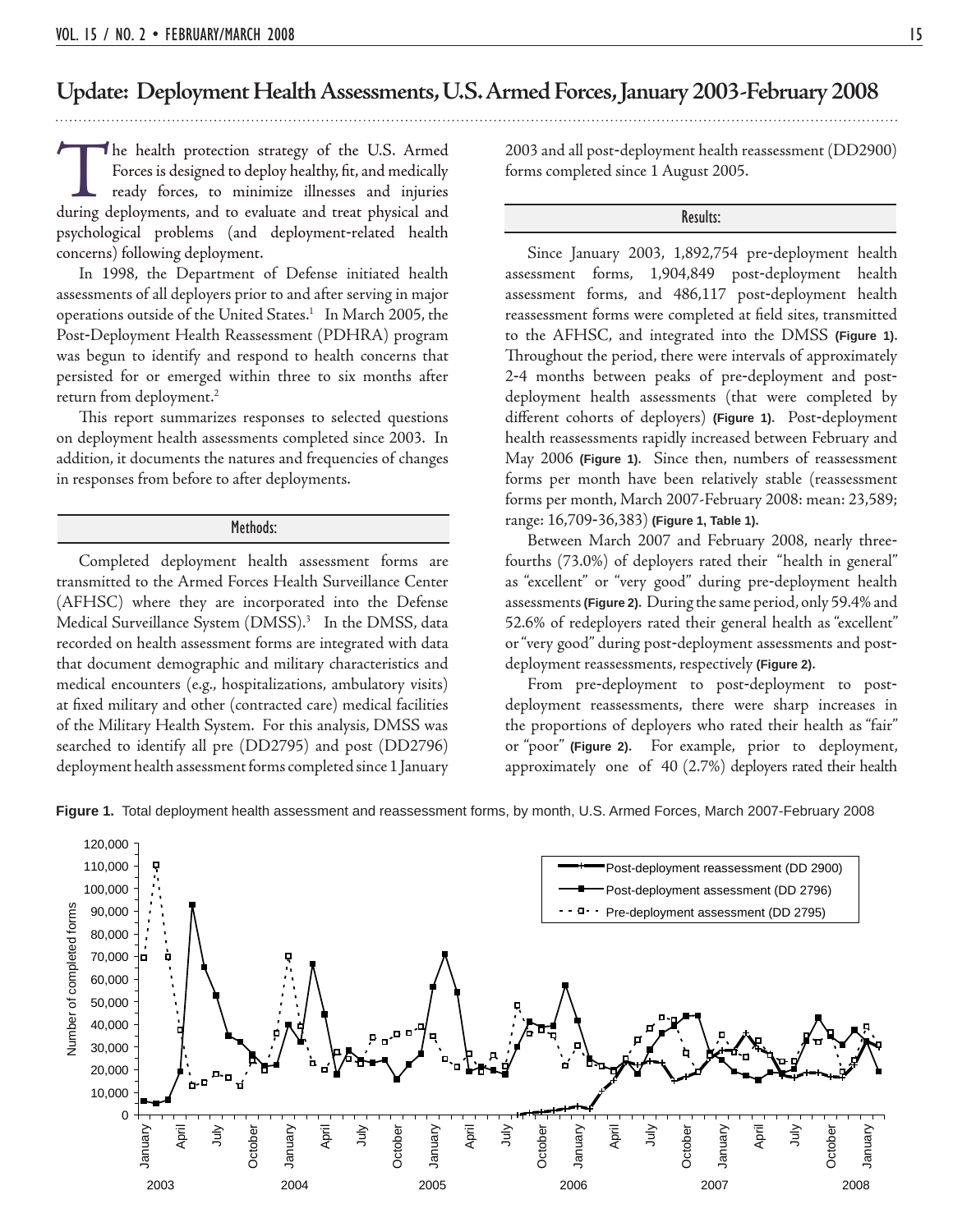# Update: Deployment Health Assessments, U.S. Armed Forces, January 2003-February 2008

The health protection strategy of the U.S. Armed Forces is designed to deploy healthy, fit, and medically ready forces, to minimize illnesses and injuries during deployments, and to evaluate and treat physical and psychological problems (and deployment-related health concerns) following deployment.

In 1998, the Department of Defense initiated health assessments of all deployers prior to and after serving in major operations outside of the United States.[1] In March 2005, the Post-Deployment Health Reassessment (PDHRA) program was begun to identify and respond to health concerns that persisted for or emerged within three to six months after return from deployment.[2]

This report summarizes responses to selected questions on deployment health assessments completed since 2003. In addition, it documents the natures and frequencies of changes in responses from before to after deployments.

## Methods:

Completed deployment health assessment forms are transmitted to the Armed Forces Health Surveillance Center (AFHSC) where they are incorporated into the Defense Medical Surveillance System (DMSS).[3] In the DMSS, data recorded on health assessment forms are integrated with data that document demographic and military characteristics and medical encounters (e.g., hospitalizations, ambulatory visits) at fixed military and other (contracted care) medical facilities of the Military Health System. For this analysis, DMSS was searched to identify all pre (DD2795) and post (DD2796) deployment health assessment forms completed since 1 January 2003 and all post-deployment health reassessment (DD2900) forms completed since 1 August 2005.

## Results:

Since January 2003, 1,892,754 pre-deployment health assessment forms, 1,904,849 post-deployment health assessment forms, and 486,117 post-deployment health reassessment forms were completed at field sites, transmitted to the AFHSC, and integrated into the DMSS **(Figure 1)**. Throughout the period, there were intervals of approximately 2-4 months between peaks of pre-deployment and post-deployment health assessments (that were completed by different cohorts of deployers) **(Figure 1)**. Post-deployment health reassessments rapidly increased between February and May 2006 **(Figure 1)**. Since then, numbers of reassessment forms per month have been relatively stable (reassessment forms per month, March 2007-February 2008: mean: 23,589; range: 16,709-36,383) **(Figure 1, Table 1)**.

Between March 2007 and February 2008, nearly three-fourths (73.0%) of deployers rated their "health in general" as "excellent" or "very good" during pre-deployment health assessments **(Figure 2)**. During the same period, only 59.4% and 52.6% of redeployers rated their general health as "excellent" or "very good" during post-deployment assessments and post-deployment reassessments, respectively **(Figure 2)**.

From pre-deployment to post-deployment to post-deployment reassessments, there were sharp increases in the proportions of deployers who rated their health as "fair" or "poor" **(Figure 2)**. For example, prior to deployment, approximately one of 40 (2.7%) deployers rated their health

**Figure 1.** Total deployment health assessment and reassessment forms, by month, U.S. Armed Forces, March 2007-February 2008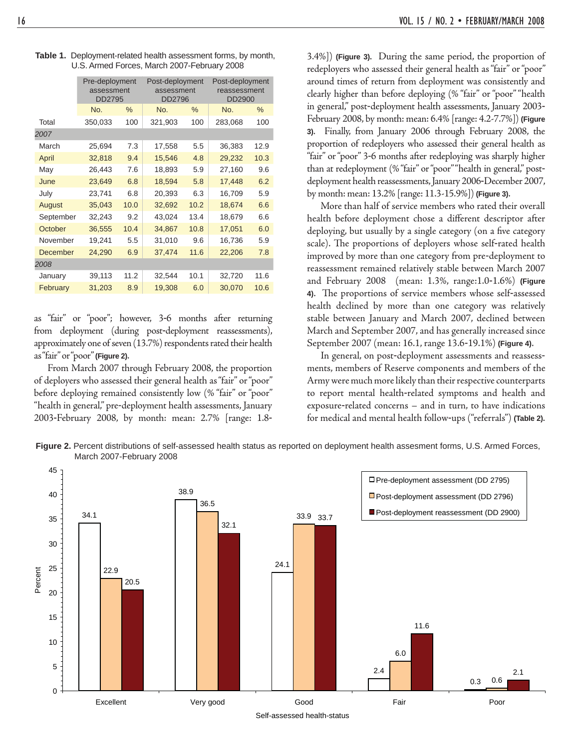**Table 1.** Deployment-related health assessment forms, by month, U.S. Armed Forces, March 2007-February 2008

| | Pre-deployment assessment DD2795 | | Post-deployment assessment DD2796 | | Post-deployment reassessment DD2900 | |
|---|---|---|---|---|---|---|
| | No. | % | No. | % | No. | % |
| Total | 350,033 | 100 | 321,903 | 100 | 283,068 | 100 |
| *2007* | | | | | | |
| March | 25,694 | 7.3 | 17,558 | 5.5 | 36,383 | 12.9 |
| April | 32,818 | 9.4 | 15,546 | 4.8 | 29,232 | 10.3 |
| May | 26,443 | 7.6 | 18,893 | 5.9 | 27,160 | 9.6 |
| June | 23,649 | 6.8 | 18,594 | 5.8 | 17,448 | 6.2 |
| July | 23,741 | 6.8 | 20,393 | 6.3 | 16,709 | 5.9 |
| August | 35,043 | 10.0 | 32,692 | 10.2 | 18,674 | 6.6 |
| September | 32,243 | 9.2 | 43,024 | 13.4 | 18,679 | 6.6 |
| October | 36,555 | 10.4 | 34,867 | 10.8 | 17,051 | 6.0 |
| November | 19,241 | 5.5 | 31,010 | 9.6 | 16,736 | 5.9 |
| December | 24,290 | 6.9 | 37,474 | 11.6 | 22,206 | 7.8 |
| *2008* | | | | | | |
| January | 39,113 | 11.2 | 32,544 | 10.1 | 32,720 | 11.6 |
| February | 31,203 | 8.9 | 19,308 | 6.0 | 30,070 | 10.6 |

as "fair" or "poor"; however, 3-6 months after returning from deployment (during post-deployment reassessments), approximately one of seven (13.7%) respondents rated their health as "fair" or "poor" **(Figure 2).**

From March 2007 through February 2008, the proportion of deployers who assessed their general health as "fair" or "poor" before deploying remained consistently low (% "fair" or "poor" "health in general," pre-deployment health assessments, January 2003-February 2008, by month: mean: 2.7% [range: 1.8-3.4%]) **(Figure 3).** During the same period, the proportion of redeployers who assessed their general health as "fair" or "poor" around times of return from deployment was consistently and clearly higher than before deploying (% "fair" or "poor" "health in general," post-deployment health assessments, January 2003-February 2008, by month: mean: 6.4% [range: 4.2-7.7%]) **(Figure 3).** Finally, from January 2006 through February 2008, the proportion of redeployers who assessed their general health as "fair" or "poor" 3-6 months after redeploying was sharply higher than at redeployment (% "fair" or "poor" "health in general," post-deployment health reassessments, January 2006-December 2007, by month: mean: 13.2% [range: 11.3-15.9%]) **(Figure 3).**

More than half of service members who rated their overall health before deployment chose a different descriptor after deploying, but usually by a single category (on a five category scale). The proportions of deployers whose self-rated health improved by more than one category from pre-deployment to reassessment remained relatively stable between March 2007 and February 2008 (mean: 1.3%, range:1.0-1.6%) **(Figure 4).** The proportions of service members whose self-assessed health declined by more than one category was relatively stable between January and March 2007, declined between March and September 2007, and has generally increased since September 2007 (mean: 16.1, range 13.6-19.1%) **(Figure 4).**

In general, on post-deployment assessments and reassessments, members of Reserve components and members of the Army were much more likely than their respective counterparts to report mental health-related symptoms and health and exposure-related concerns – and in turn, to have indications for medical and mental health follow-ups ("referrals") **(Table 2).**

**Figure 2.** Percent distributions of self-assessed health status as reported on deployment health assesment forms, U.S. Armed Forces, March 2007-February 2008

| Self-assessed health-status | Pre-deployment assessment (DD 2795) | Post-deployment assessment (DD 2796) | Post-deployment reassessment (DD 2900) |
|---|---|---|---|
| Excellent | 34.1 | 22.9 | 20.5 |
| Very good | 38.9 | 36.5 | 32.1 |
| Good | 24.1 | 33.9 | 33.7 |
| Fair | 2.4 | 6.0 | 11.6 |
| Poor | 0.3 | 0.6 | 2.1 |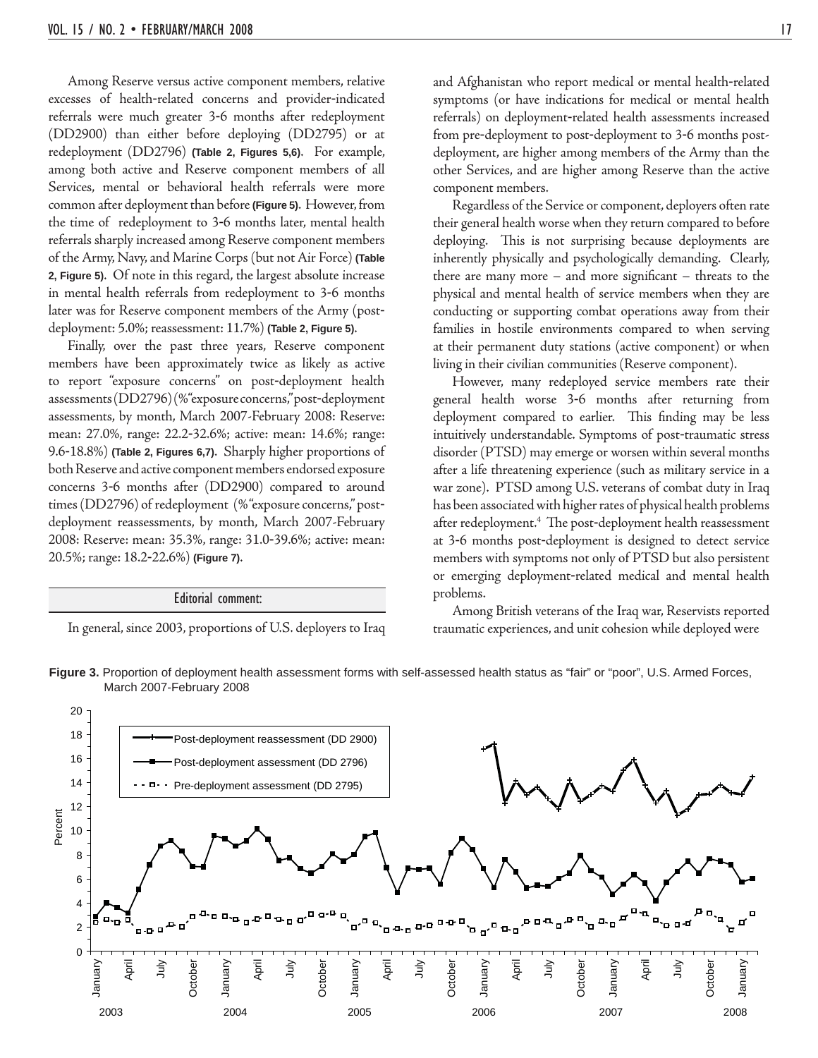Among Reserve versus active component members, relative excesses of health-related concerns and provider-indicated referrals were much greater 3-6 months after redeployment (DD2900) than either before deploying (DD2795) or at redeployment (DD2796) **(Table 2, Figures 5,6).** For example, among both active and Reserve component members of all Services, mental or behavioral health referrals were more common after deployment than before **(Figure 5).** However, from the time of redeployment to 3-6 months later, mental health referrals sharply increased among Reserve component members of the Army, Navy, and Marine Corps (but not Air Force) **(Table 2, Figure 5).** Of note in this regard, the largest absolute increase in mental health referrals from redeployment to 3-6 months later was for Reserve component members of the Army (post-deployment: 5.0%; reassessment: 11.7%) **(Table 2, Figure 5).**

Finally, over the past three years, Reserve component members have been approximately twice as likely as active to report "exposure concerns" on post-deployment health assessments (DD2796) (%"exposure concerns," post-deployment assessments, by month, March 2007-February 2008: Reserve: mean: 27.0%, range: 22.2-32.6%; active: mean: 14.6%; range: 9.6-18.8%) **(Table 2, Figures 6,7).** Sharply higher proportions of both Reserve and active component members endorsed exposure concerns 3-6 months after (DD2900) compared to around times (DD2796) of redeployment (%"exposure concerns," post-deployment reassessments, by month, March 2007-February 2008: Reserve: mean: 35.3%, range: 31.0-39.6%; active: mean: 20.5%; range: 18.2-22.6%) **(Figure 7).**

## Editorial comment:

In general, since 2003, proportions of U.S. deployers to Iraq and Afghanistan who report medical or mental health-related symptoms (or have indications for medical or mental health referrals) on deployment-related health assessments increased from pre-deployment to post-deployment to 3-6 months post-deployment, are higher among members of the Army than the other Services, and are higher among Reserve than the active component members.

Regardless of the Service or component, deployers often rate their general health worse when they return compared to before deploying. This is not surprising because deployments are inherently physically and psychologically demanding. Clearly, there are many more – and more significant – threats to the physical and mental health of service members when they are conducting or supporting combat operations away from their families in hostile environments compared to when serving at their permanent duty stations (active component) or when living in their civilian communities (Reserve component).

However, many redeployed service members rate their general health worse 3-6 months after returning from deployment compared to earlier. This finding may be less intuitively understandable. Symptoms of post-traumatic stress disorder (PTSD) may emerge or worsen within several months after a life threatening experience (such as military service in a war zone). PTSD among U.S. veterans of combat duty in Iraq has been associated with higher rates of physical health problems after redeployment.[4] The post-deployment health reassessment at 3-6 months post-deployment is designed to detect service members with symptoms not only of PTSD but also persistent or emerging deployment-related medical and mental health problems.

Among British veterans of the Iraq war, Reservists reported traumatic experiences, and unit cohesion while deployed were

**Figure 3.** Proportion of deployment health assessment forms with self-assessed health status as "fair" or "poor", U.S. Armed Forces, March 2007-February 2008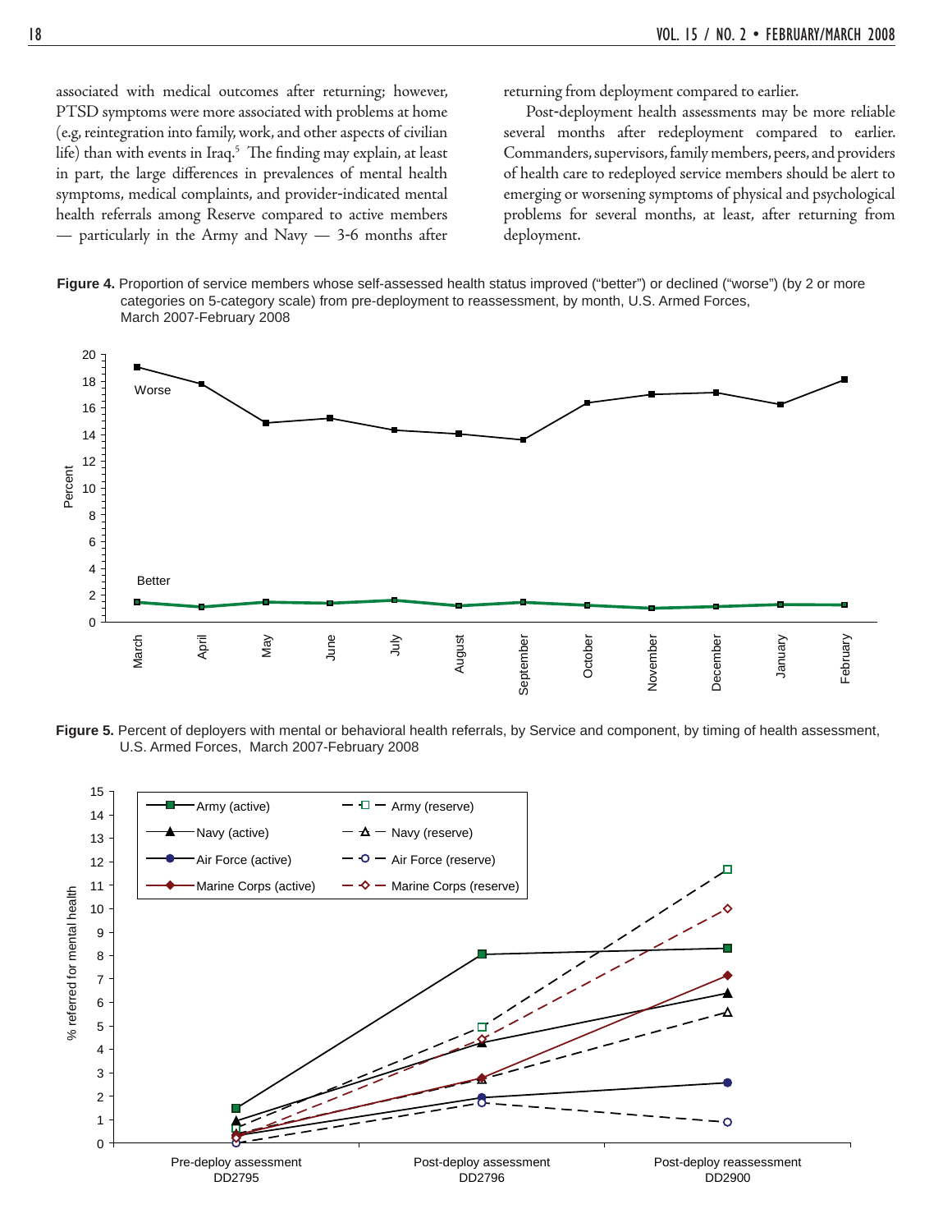associated with medical outcomes after returning; however, PTSD symptoms were more associated with problems at home (e.g, reintegration into family, work, and other aspects of civilian life) than with events in Iraq.[5] The finding may explain, at least in part, the large differences in prevalences of mental health symptoms, medical complaints, and provider-indicated mental health referrals among Reserve compared to active members — particularly in the Army and Navy — 3-6 months after returning from deployment compared to earlier.

Post-deployment health assessments may be more reliable several months after redeployment compared to earlier. Commanders, supervisors, family members, peers, and providers of health care to redeployed service members should be alert to emerging or worsening symptoms of physical and psychological problems for several months, at least, after returning from deployment.

**Figure 4.** Proportion of service members whose self-assessed health status improved ("better") or declined ("worse") (by 2 or more categories on 5-category scale) from pre-deployment to reassessment, by month, U.S. Armed Forces, March 2007-February 2008

**Figure 5.** Percent of deployers with mental or behavioral health referrals, by Service and component, by timing of health assessment, U.S. Armed Forces, March 2007-February 2008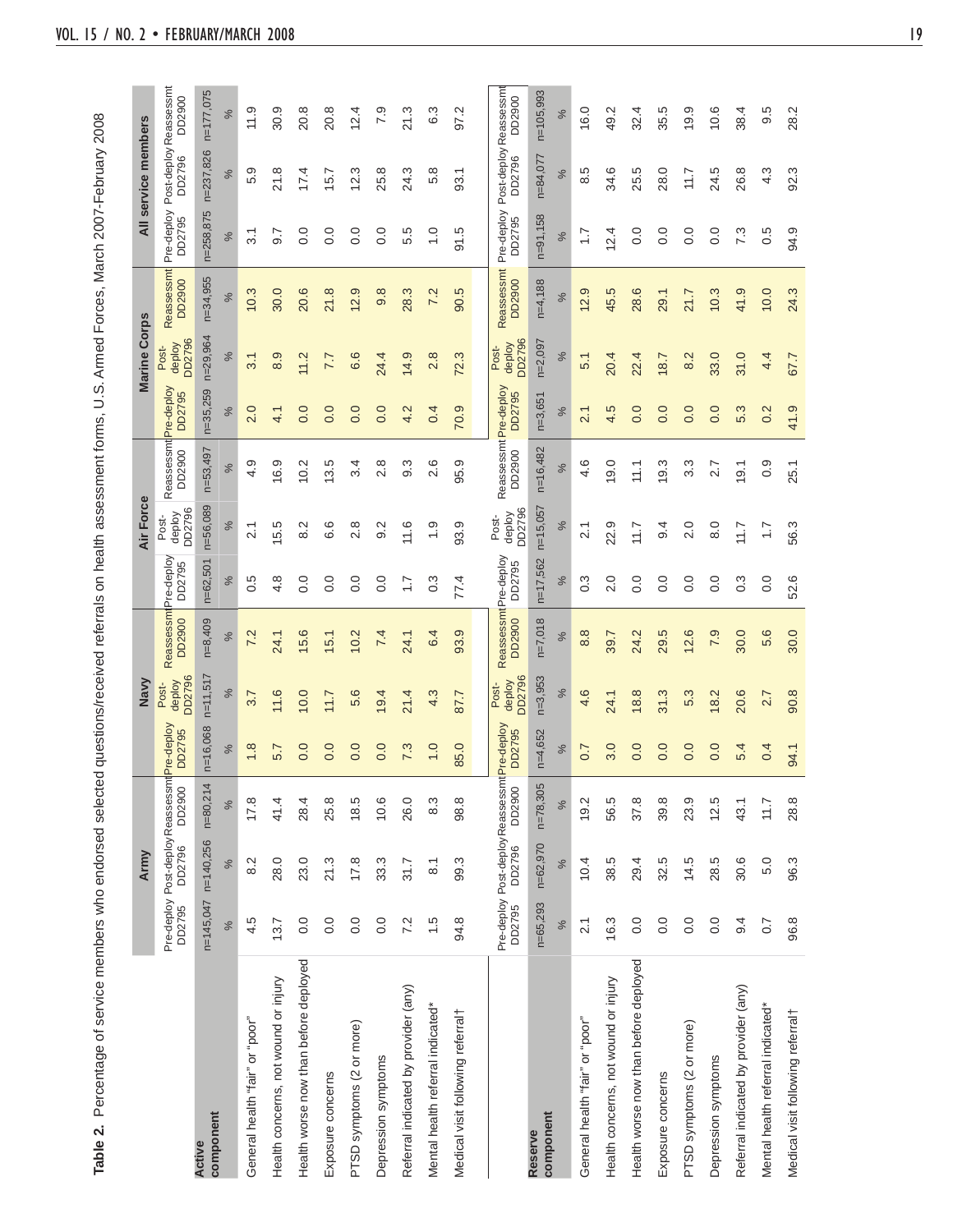**Table 2.** Percentage of service members who endorsed selected questions/received referrals on health assessment forms, U.S. Armed Forces, March 2007-February 2008

| | Army | | | Navy | | | Air Force | | | Marine Corps | | | All service members | | |
|---|---|---|---|---|---|---|---|---|---|---|---|---|---|---|---|
| | Pre-deploy DD2795 | Post-deploy DD2796 | Reassessmt DD2900 | Pre-deploy DD2795 | Post-deploy DD2796 | Reassessmt DD2900 | Pre-deploy DD2795 | Post-deploy DD2796 | Reassessmt DD2900 | Pre-deploy DD2795 | Post-deploy DD2796 | Reassessmt DD2900 | Pre-deploy DD2795 | Post-deploy DD2796 | Reassessmt DD2900 |
| **Active component** | n=145,047 | n=140,256 | n=80,214 | n=16,068 | n=11,517 | n=8,409 | n=62,501 | n=56,089 | n=53,497 | n=35,259 | n=29,964 | n=34,955 | n=258,875 | n=237,826 | n=177,075 |
| | % | % | % | % | % | % | % | % | % | % | % | % | % | % | % |
| General health "fair" or "poor" | 4.5 | 8.2 | 17.8 | 1.8 | 3.7 | 7.2 | 0.5 | 2.1 | 4.9 | 2.0 | 3.1 | 10.3 | 3.1 | 5.9 | 11.9 |
| Health concerns, not wound or injury | 13.7 | 28.0 | 41.4 | 5.7 | 11.6 | 24.1 | 4.8 | 15.5 | 16.9 | 4.1 | 8.9 | 30.0 | 9.7 | 21.8 | 30.9 |
| Health worse now than before deployed | 0.0 | 23.0 | 28.4 | 0.0 | 10.0 | 15.6 | 0.0 | 8.2 | 10.2 | 0.0 | 11.2 | 20.6 | 0.0 | 17.4 | 20.8 |
| Exposure concerns | 0.0 | 21.3 | 25.8 | 0.0 | 11.7 | 15.1 | 0.0 | 6.6 | 13.5 | 0.0 | 7.7 | 21.8 | 0.0 | 15.7 | 20.8 |
| PTSD symptoms (2 or more) | 0.0 | 17.8 | 18.5 | 0.0 | 5.6 | 10.2 | 0.0 | 2.8 | 3.4 | 0.0 | 6.6 | 12.9 | 0.0 | 12.3 | 12.4 |
| Depression symptoms | 0.0 | 33.3 | 10.6 | 0.0 | 19.4 | 7.4 | 0.0 | 9.2 | 2.8 | 0.0 | 24.4 | 9.8 | 0.0 | 25.8 | 7.9 |
| Referral indicated by provider (any) | 7.2 | 31.7 | 26.0 | 7.3 | 21.4 | 24.1 | 1.7 | 11.6 | 9.3 | 4.2 | 14.9 | 28.3 | 5.5 | 24.3 | 21.3 |
| Mental health referral indicated* | 1.5 | 8.1 | 8.3 | 1.0 | 4.3 | 6.4 | 0.3 | 1.9 | 2.6 | 0.4 | 2.8 | 7.2 | 1.0 | 5.8 | 6.3 |
| Medical visit following referral† | 94.8 | 99.3 | 98.8 | 85.0 | 87.7 | 93.9 | 77.4 | 93.9 | 95.9 | 70.9 | 72.3 | 90.5 | 91.5 | 93.1 | 97.2 |
| **Reserve component** | n=65,293 | n=62,970 | n=78,305 | n=4,652 | n=3,953 | n=7,018 | n=17,562 | n=15,057 | n=16,482 | n=3,651 | n=2,097 | n=4,188 | n=91,158 | n=84,077 | n=105,993 |
| | % | % | % | % | % | % | % | % | % | % | % | % | % | % | % |
| General health "fair" or "poor" | 2.1 | 10.4 | 19.2 | 0.7 | 4.6 | 8.8 | 0.3 | 2.1 | 4.6 | 2.1 | 5.1 | 12.9 | 1.7 | 8.5 | 16.0 |
| Health concerns, not wound or injury | 16.3 | 38.5 | 56.5 | 3.0 | 24.1 | 39.7 | 2.0 | 22.9 | 19.0 | 4.5 | 20.4 | 45.5 | 12.4 | 34.6 | 49.2 |
| Health worse now than before deployed | 0.0 | 29.4 | 37.8 | 0.0 | 18.8 | 24.2 | 0.0 | 11.7 | 11.1 | 0.0 | 22.4 | 28.6 | 0.0 | 25.5 | 32.4 |
| Exposure concerns | 0.0 | 32.5 | 39.8 | 0.0 | 31.3 | 29.5 | 0.0 | 9.4 | 19.3 | 0.0 | 18.7 | 29.1 | 0.0 | 28.0 | 35.5 |
| PTSD symptoms (2 or more) | 0.0 | 14.5 | 23.9 | 0.0 | 5.3 | 12.6 | 0.0 | 2.0 | 3.3 | 0.0 | 8.2 | 21.7 | 0.0 | 11.7 | 19.9 |
| Depression symptoms | 0.0 | 28.5 | 12.5 | 0.0 | 18.2 | 7.9 | 0.0 | 8.0 | 2.7 | 0.0 | 33.0 | 10.3 | 0.0 | 24.5 | 10.6 |
| Referral indicated by provider (any) | 9.4 | 30.6 | 43.1 | 5.4 | 20.6 | 30.0 | 0.3 | 11.7 | 19.1 | 5.3 | 31.0 | 41.9 | 7.3 | 26.8 | 38.4 |
| Mental health referral indicated* | 0.7 | 5.0 | 11.7 | 0.4 | 2.7 | 5.6 | 0.0 | 1.7 | 0.9 | 0.2 | 4.4 | 10.0 | 0.5 | 4.3 | 9.5 |
| Medical visit following referral† | 96.8 | 96.3 | 28.8 | 94.1 | 90.8 | 30.0 | 52.6 | 56.3 | 25.1 | 41.9 | 67.7 | 24.3 | 94.9 | 92.3 | 28.2 |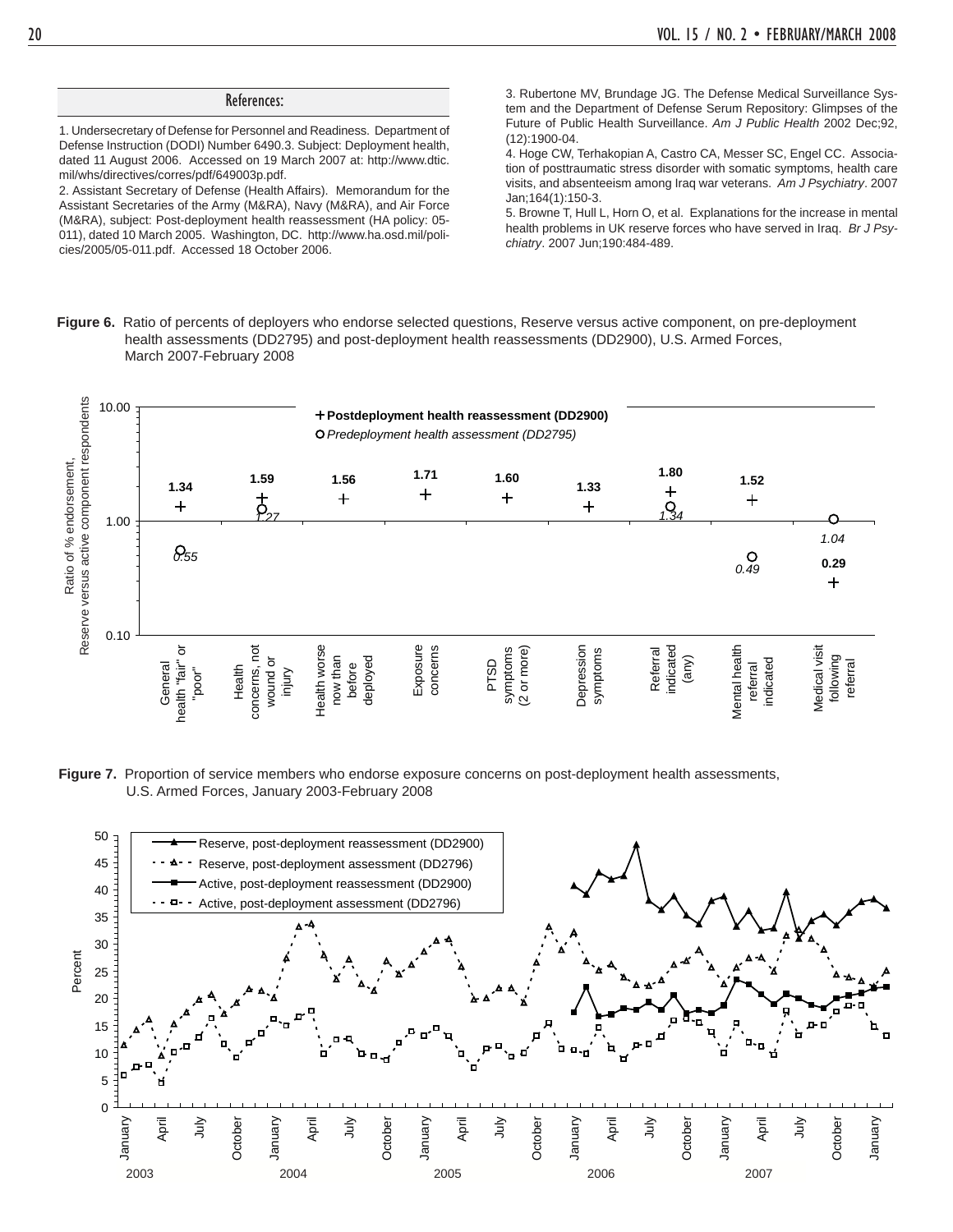## References:

1. Undersecretary of Defense for Personnel and Readiness. Department of Defense Instruction (DODI) Number 6490.3. Subject: Deployment health, dated 11 August 2006. Accessed on 19 March 2007 at: http://www.dtic.mil/whs/directives/corres/pdf/649003p.pdf.

2. Assistant Secretary of Defense (Health Affairs). Memorandum for the Assistant Secretaries of the Army (M&RA), Navy (M&RA), and Air Force (M&RA), subject: Post-deployment health reassessment (HA policy: 05-011), dated 10 March 2005. Washington, DC. http://www.ha.osd.mil/policies/2005/05-011.pdf. Accessed 18 October 2006.

3. Rubertone MV, Brundage JG. The Defense Medical Surveillance System and the Department of Defense Serum Repository: Glimpses of the Future of Public Health Surveillance. *Am J Public Health* 2002 Dec;92,(12):1900-04.

4. Hoge CW, Terhakopian A, Castro CA, Messer SC, Engel CC. Association of posttraumatic stress disorder with somatic symptoms, health care visits, and absenteeism among Iraq war veterans. *Am J Psychiatry*. 2007 Jan;164(1):150-3.

5. Browne T, Hull L, Horn O, et al. Explanations for the increase in mental health problems in UK reserve forces who have served in Iraq. *Br J Psychiatry*. 2007 Jun;190:484-489.

**Figure 6.** Ratio of percents of deployers who endorse selected questions, Reserve versus active component, on pre-deployment health assessments (DD2795) and post-deployment health reassessments (DD2900), U.S. Armed Forces, March 2007-February 2008

| Question | Postdeployment health reassessment (DD2900) | Predeployment health assessment (DD2795) |
|---|---|---|
| General health "fair" or "poor" | 1.34 | 0.55 |
| Health concerns, not wound or injury | 1.59 | 1.27 |
| Health worse now than before deployed | 1.56 | |
| Exposure concerns | 1.71 | |
| PTSD symptoms (2 or more) | 1.60 | |
| Depression symptoms | 1.33 | |
| Referral indicated (any) | 1.80 | 1.34 |
| Mental health referral indicated | 1.52 | 0.49 |
| Medical visit following referral | 0.29 | 1.04 |

**Figure 7.** Proportion of service members who endorse exposure concerns on post-deployment health assessments, U.S. Armed Forces, January 2003-February 2008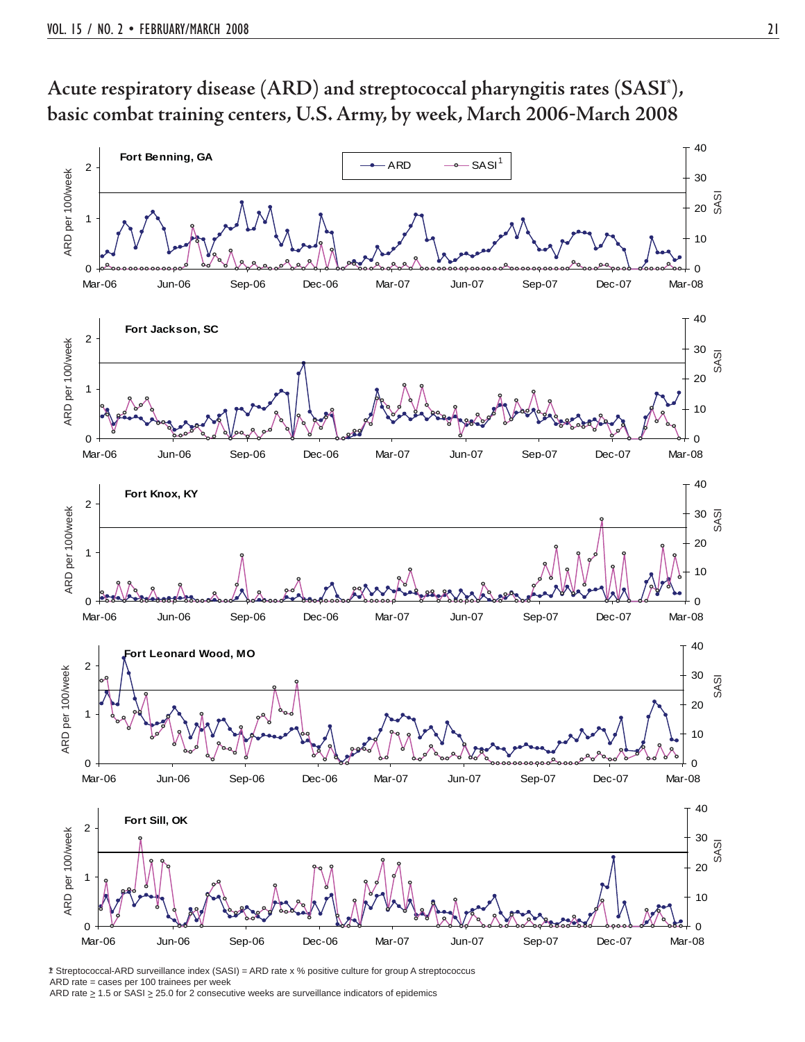# Acute respiratory disease (ARD) and streptococcal pharyngitis rates (SASI*), basic combat training centers, U.S. Army, by week, March 2006-March 2008

Fort Benning, GA

Fort Jackson, SC

Fort Knox, KY

Fort Leonard Wood, MO

Fort Sill, OK

ARD — SASI[1]

ARD per 100/week — SASI

Mar-06 Jun-06 Sep-06 Dec-06 Mar-07 Jun-07 Sep-07 Dec-07 Mar-08

*Streptococcal-ARD surveillance index (SASI) = ARD rate x % positive culture for group A streptococcus
ARD rate = cases per 100 trainees per week
ARD rate ≥ 1.5 or SASI ≥ 25.0 for 2 consecutive weeks are surveillance indicators of epidemics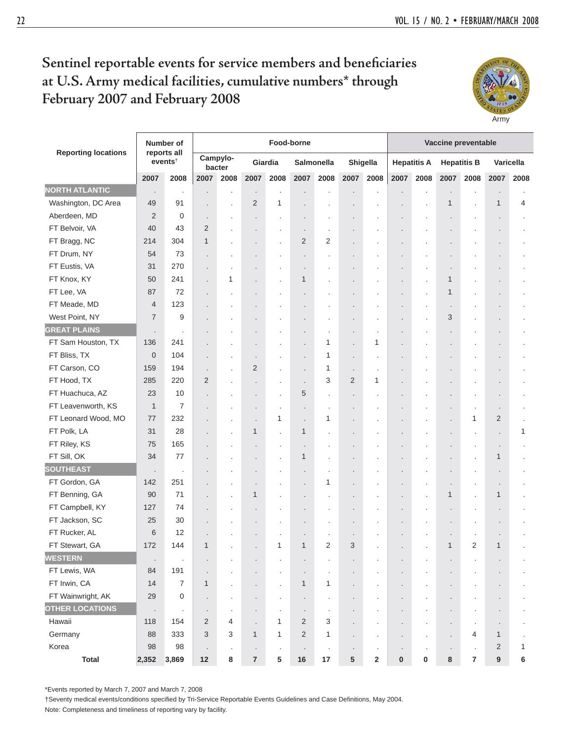# Sentinel reportable events for service members and beneficiaries at U.S. Army medical facilities, cumulative numbers* through February 2007 and February 2008

| Reporting locations | Number of reports all events† | | Food-borne | | | | | | | | Vaccine preventable | | | | | |
|---|---|---|---|---|---|---|---|---|---|---|---|---|---|---|---|---|
| | | | Campylobacter | | Giardia | | Salmonella | | Shigella | | Hepatitis A | | Hepatitis B | | Varicella | |
| | 2007 | 2008 | 2007 | 2008 | 2007 | 2008 | 2007 | 2008 | 2007 | 2008 | 2007 | 2008 | 2007 | 2008 | 2007 | 2008 |
| **NORTH ATLANTIC** | . | . | . | . | . | . | . | . | . | . | . | . | . | . | . | . |
| Washington, DC Area | 49 | 91 | . | . | 2 | 1 | . | . | . | . | . | . | 1 | . | 1 | 4 |
| Aberdeen, MD | 2 | 0 | . | . | . | . | . | . | . | . | . | . | . | . | . | . |
| FT Belvoir, VA | 40 | 43 | 2 | . | . | . | . | . | . | . | . | . | . | . | . | . |
| FT Bragg, NC | 214 | 304 | 1 | . | . | . | 2 | 2 | . | . | . | . | . | . | . | . |
| FT Drum, NY | 54 | 73 | . | . | . | . | . | . | . | . | . | . | . | . | . | . |
| FT Eustis, VA | 31 | 270 | . | . | . | . | . | . | . | . | . | . | . | . | . | . |
| FT Knox, KY | 50 | 241 | . | 1 | . | . | 1 | . | . | . | . | . | 1 | . | . | . |
| FT Lee, VA | 87 | 72 | . | . | . | . | . | . | . | . | . | . | 1 | . | . | . |
| FT Meade, MD | 4 | 123 | . | . | . | . | . | . | . | . | . | . | . | . | . | . |
| West Point, NY | 7 | 9 | . | . | . | . | . | . | . | . | . | . | 3 | . | . | . |
| **GREAT PLAINS** | . | . | . | . | . | . | . | . | . | . | . | . | . | . | . | . |
| FT Sam Houston, TX | 136 | 241 | . | . | . | . | . | 1 | . | 1 | . | . | . | . | . | . |
| FT Bliss, TX | 0 | 104 | . | . | . | . | . | 1 | . | . | . | . | . | . | . | . |
| FT Carson, CO | 159 | 194 | . | . | 2 | . | . | 1 | . | . | . | . | . | . | . | . |
| FT Hood, TX | 285 | 220 | 2 | . | . | . | . | 3 | 2 | 1 | . | . | . | . | . | . |
| FT Huachuca, AZ | 23 | 10 | . | . | . | . | 5 | . | . | . | . | . | . | . | . | . |
| FT Leavenworth, KS | 1 | 7 | . | . | . | . | . | . | . | . | . | . | . | . | . | . |
| FT Leonard Wood, MO | 77 | 232 | . | . | . | 1 | . | 1 | . | . | . | . | . | 1 | 2 | . |
| FT Polk, LA | 31 | 28 | . | . | 1 | . | 1 | . | . | . | . | . | . | . | . | 1 |
| FT Riley, KS | 75 | 165 | . | . | . | . | . | . | . | . | . | . | . | . | . | . |
| FT Sill, OK | 34 | 77 | . | . | . | . | 1 | . | . | . | . | . | . | . | 1 | . |
| **SOUTHEAST** | . | . | . | . | . | . | . | . | . | . | . | . | . | . | . | . |
| FT Gordon, GA | 142 | 251 | . | . | . | . | . | 1 | . | . | . | . | . | . | . | . |
| FT Benning, GA | 90 | 71 | . | . | 1 | . | . | . | . | . | . | . | 1 | . | 1 | . |
| FT Campbell, KY | 127 | 74 | . | . | . | . | . | . | . | . | . | . | . | . | . | . |
| FT Jackson, SC | 25 | 30 | . | . | . | . | . | . | . | . | . | . | . | . | . | . |
| FT Rucker, AL | 6 | 12 | . | . | . | . | . | . | . | . | . | . | . | . | . | . |
| FT Stewart, GA | 172 | 144 | 1 | . | . | 1 | 1 | 2 | 3 | . | . | . | 1 | 2 | 1 | . |
| **WESTERN** | . | . | . | . | . | . | . | . | . | . | . | . | . | . | . | . |
| FT Lewis, WA | 84 | 191 | . | . | . | . | . | . | . | . | . | . | . | . | . | . |
| FT Irwin, CA | 14 | 7 | 1 | . | . | . | 1 | 1 | . | . | . | . | . | . | . | . |
| FT Wainwright, AK | 29 | 0 | . | . | . | . | . | . | . | . | . | . | . | . | . | . |
| **OTHER LOCATIONS** | . | . | . | . | . | . | . | . | . | . | . | . | . | . | . | . |
| Hawaii | 118 | 154 | 2 | 4 | . | 1 | 2 | 3 | . | . | . | . | . | . | . | . |
| Germany | 88 | 333 | 3 | 3 | 1 | 1 | 2 | 1 | . | . | . | . | . | 4 | 1 | . |
| Korea | 98 | 98 | . | . | . | . | . | . | . | . | . | . | . | . | 2 | 1 |
| **Total** | **2,352** | **3,869** | **12** | **8** | **7** | **5** | **16** | **17** | **5** | **2** | **0** | **0** | **8** | **7** | **9** | **6** |

*Events reported by March 7, 2007 and March 7, 2008

†Seventy medical events/conditions specified by Tri-Service Reportable Events Guidelines and Case Definitions, May 2004.

Note: Completeness and timeliness of reporting vary by facility.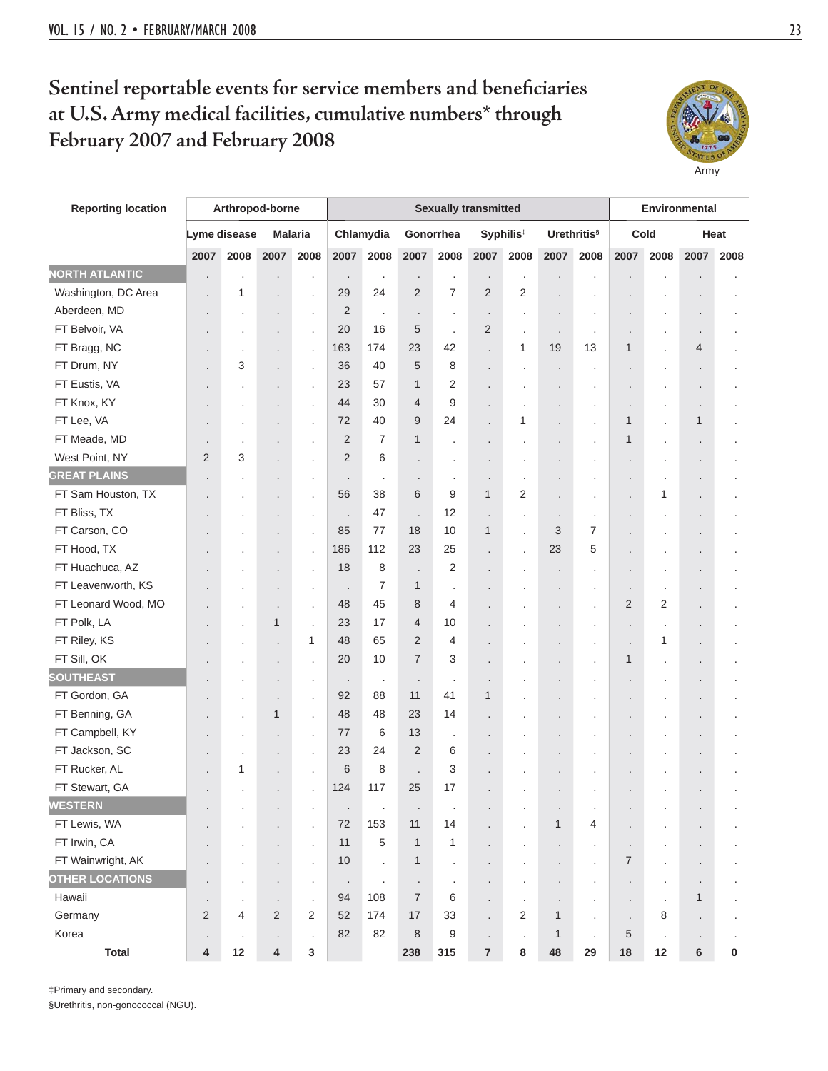# Sentinel reportable events for service members and beneficiaries at U.S. Army medical facilities, cumulative numbers* through February 2007 and February 2008

Army

| Reporting location | Arthropod-borne | | | | Sexually transmitted | | | | | | | | Environmental | | | |
|---|---|---|---|---|---|---|---|---|---|---|---|---|---|---|---|---|
| | Lyme disease | | Malaria | | Chlamydia | | Gonorrhea | | Syphilis‡ | | Urethritis§ | | Cold | | Heat | |
| | 2007 | 2008 | 2007 | 2008 | 2007 | 2008 | 2007 | 2008 | 2007 | 2008 | 2007 | 2008 | 2007 | 2008 | 2007 | 2008 |
| **NORTH ATLANTIC** | . | . | . | . | . | . | . | . | . | . | . | . | . | . | . | . |
| Washington, DC Area | . | 1 | . | . | 29 | 24 | 2 | 7 | 2 | 2 | . | . | . | . | . | . |
| Aberdeen, MD | . | . | . | . | 2 | . | . | . | . | . | . | . | . | . | . | . |
| FT Belvoir, VA | . | . | . | . | 20 | 16 | 5 | . | 2 | . | . | . | . | . | . | . |
| FT Bragg, NC | . | . | . | . | 163 | 174 | 23 | 42 | . | 1 | 19 | 13 | 1 | . | 4 | . |
| FT Drum, NY | . | 3 | . | . | 36 | 40 | 5 | 8 | . | . | . | . | . | . | . | . |
| FT Eustis, VA | . | . | . | . | 23 | 57 | 1 | 2 | . | . | . | . | . | . | . | . |
| FT Knox, KY | . | . | . | . | 44 | 30 | 4 | 9 | . | . | . | . | . | . | . | . |
| FT Lee, VA | . | . | . | . | 72 | 40 | 9 | 24 | . | 1 | . | . | 1 | . | 1 | . |
| FT Meade, MD | . | . | . | . | 2 | 7 | 1 | . | . | . | . | . | 1 | . | . | . |
| West Point, NY | 2 | 3 | . | . | 2 | 6 | . | . | . | . | . | . | . | . | . | . |
| **GREAT PLAINS** | . | . | . | . | . | . | . | . | . | . | . | . | . | . | . | . |
| FT Sam Houston, TX | . | . | . | . | 56 | 38 | 6 | 9 | 1 | 2 | . | . | . | 1 | . | . |
| FT Bliss, TX | . | . | . | . | . | 47 | . | 12 | . | . | . | . | . | . | . | . |
| FT Carson, CO | . | . | . | . | 85 | 77 | 18 | 10 | 1 | . | 3 | 7 | . | . | . | . |
| FT Hood, TX | . | . | . | . | 186 | 112 | 23 | 25 | . | . | 23 | 5 | . | . | . | . |
| FT Huachuca, AZ | . | . | . | . | 18 | 8 | . | 2 | . | . | . | . | . | . | . | . |
| FT Leavenworth, KS | . | . | . | . | . | 7 | 1 | . | . | . | . | . | . | . | . | . |
| FT Leonard Wood, MO | . | . | . | . | 48 | 45 | 8 | 4 | . | . | . | . | 2 | 2 | . | . |
| FT Polk, LA | . | . | 1 | . | 23 | 17 | 4 | 10 | . | . | . | . | . | . | . | . |
| FT Riley, KS | . | . | . | 1 | 48 | 65 | 2 | 4 | . | . | . | . | . | 1 | . | . |
| FT Sill, OK | . | . | . | . | 20 | 10 | 7 | 3 | . | . | . | . | 1 | . | . | . |
| **SOUTHEAST** | . | . | . | . | . | . | . | . | . | . | . | . | . | . | . | . |
| FT Gordon, GA | . | . | . | . | 92 | 88 | 11 | 41 | 1 | . | . | . | . | . | . | . |
| FT Benning, GA | . | . | 1 | . | 48 | 48 | 23 | 14 | . | . | . | . | . | . | . | . |
| FT Campbell, KY | . | . | . | . | 77 | 6 | 13 | . | . | . | . | . | . | . | . | . |
| FT Jackson, SC | . | . | . | . | 23 | 24 | 2 | 6 | . | . | . | . | . | . | . | . |
| FT Rucker, AL | . | 1 | . | . | 6 | 8 | . | 3 | . | . | . | . | . | . | . | . |
| FT Stewart, GA | . | . | . | . | 124 | 117 | 25 | 17 | . | . | . | . | . | . | . | . |
| **WESTERN** | . | . | . | . | . | . | . | . | . | . | . | . | . | . | . | . |
| FT Lewis, WA | . | . | . | . | 72 | 153 | 11 | 14 | . | . | 1 | 4 | . | . | . | . |
| FT Irwin, CA | . | . | . | . | 11 | 5 | 1 | 1 | . | . | . | . | . | . | . | . |
| FT Wainwright, AK | . | . | . | . | 10 | . | 1 | . | . | . | . | . | 7 | . | . | . |
| **OTHER LOCATIONS** | . | . | . | . | . | . | . | . | . | . | . | . | . | . | . | . |
| Hawaii | . | . | . | . | 94 | 108 | 7 | 6 | . | . | . | . | . | . | 1 | . |
| Germany | 2 | 4 | 2 | 2 | 52 | 174 | 17 | 33 | . | 2 | 1 | . | . | 8 | . | . |
| Korea | . | . | . | . | 82 | 82 | 8 | 9 | . | . | 1 | . | 5 | . | . | . |
| **Total** | **4** | **12** | **4** | **3** | | | **238** | **315** | **7** | **8** | **48** | **29** | **18** | **12** | **6** | **0** |

‡Primary and secondary.

§Urethritis, non-gonococcal (NGU).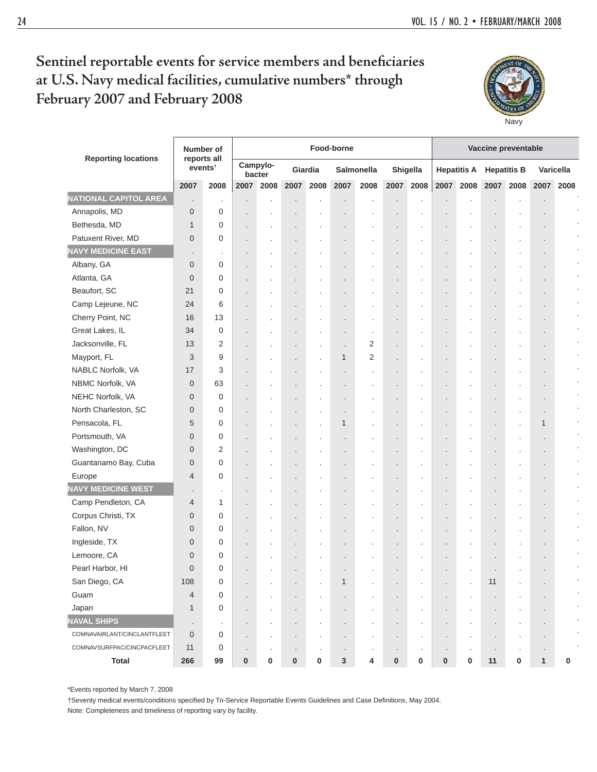# Sentinel reportable events for service members and beneficiaries at U.S. Navy medical facilities, cumulative numbers* through February 2007 and February 2008

Navy

| Reporting locations | Number of reports all events† | | Food-borne | | | | | | | | Vaccine preventable | | | | | |
|---|---|---|---|---|---|---|---|---|---|---|---|---|---|---|---|---|
| | | | Campylo-bacter | | Giardia | | Salmonella | | Shigella | | Hepatitis A | | Hepatitis B | | Varicella | |
| | 2007 | 2008 | 2007 | 2008 | 2007 | 2008 | 2007 | 2008 | 2007 | 2008 | 2007 | 2008 | 2007 | 2008 | 2007 | 2008 |
| **NATIONAL CAPITOL AREA** | . | . | . | . | . | . | . | . | . | . | . | . | . | . | . | . |
| Annapolis, MD | 0 | 0 | . | . | . | . | . | . | . | . | . | . | . | . | . | . |
| Bethesda, MD | 1 | 0 | . | . | . | . | . | . | . | . | . | . | . | . | . | . |
| Patuxent River, MD | 0 | 0 | . | . | . | . | . | . | . | . | . | . | . | . | . | . |
| **NAVY MEDICINE EAST** | . | . | . | . | . | . | . | . | . | . | . | . | . | . | . | . |
| Albany, GA | 0 | 0 | . | . | . | . | . | . | . | . | . | . | . | . | . | . |
| Atlanta, GA | 0 | 0 | . | . | . | . | . | . | . | . | . | . | . | . | . | . |
| Beaufort, SC | 21 | 0 | . | . | . | . | . | . | . | . | . | . | . | . | . | . |
| Camp Lejeune, NC | 24 | 6 | . | . | . | . | . | . | . | . | . | . | . | . | . | . |
| Cherry Point, NC | 16 | 13 | . | . | . | . | . | . | . | . | . | . | . | . | . | . |
| Great Lakes, IL | 34 | 0 | . | . | . | . | . | . | . | . | . | . | . | . | . | . |
| Jacksonville, FL | 13 | 2 | . | . | . | . | . | 2 | . | . | . | . | . | . | . | . |
| Mayport, FL | 3 | 9 | . | . | . | . | 1 | 2 | . | . | . | . | . | . | . | . |
| NABLC Norfolk, VA | 17 | 3 | . | . | . | . | . | . | . | . | . | . | . | . | . | . |
| NBMC Norfolk, VA | 0 | 63 | . | . | . | . | . | . | . | . | . | . | . | . | . | . |
| NEHC Norfolk, VA | 0 | 0 | . | . | . | . | . | . | . | . | . | . | . | . | . | . |
| North Charleston, SC | 0 | 0 | . | . | . | . | . | . | . | . | . | . | . | . | . | . |
| Pensacola, FL | 5 | 0 | . | . | . | . | 1 | . | . | . | . | . | . | . | 1 | . |
| Portsmouth, VA | 0 | 0 | . | . | . | . | . | . | . | . | . | . | . | . | . | . |
| Washington, DC | 0 | 2 | . | . | . | . | . | . | . | . | . | . | . | . | . | . |
| Guantanamo Bay, Cuba | 0 | 0 | . | . | . | . | . | . | . | . | . | . | . | . | . | . |
| Europe | 4 | 0 | . | . | . | . | . | . | . | . | . | . | . | . | . | . |
| **NAVY MEDICINE WEST** | . | . | . | . | . | . | . | . | . | . | . | . | . | . | . | . |
| Camp Pendleton, CA | 4 | 1 | . | . | . | . | . | . | . | . | . | . | . | . | . | . |
| Corpus Christi, TX | 0 | 0 | . | . | . | . | . | . | . | . | . | . | . | . | . | . |
| Fallon, NV | 0 | 0 | . | . | . | . | . | . | . | . | . | . | . | . | . | . |
| Ingleside, TX | 0 | 0 | . | . | . | . | . | . | . | . | . | . | . | . | . | . |
| Lemoore, CA | 0 | 0 | . | . | . | . | . | . | . | . | . | . | . | . | . | . |
| Pearl Harbor, HI | 0 | 0 | . | . | . | . | . | . | . | . | . | . | . | . | . | . |
| San Diego, CA | 108 | 0 | . | . | . | . | 1 | . | . | . | . | . | 11 | . | . | . |
| Guam | 4 | 0 | . | . | . | . | . | . | . | . | . | . | . | . | . | . |
| Japan | 1 | 0 | . | . | . | . | . | . | . | . | . | . | . | . | . | . |
| **NAVAL SHIPS** | . | . | . | . | . | . | . | . | . | . | . | . | . | . | . | . |
| COMNAVAIRLANT/CINCLANTFLEET | 0 | 0 | . | . | . | . | . | . | . | . | . | . | . | . | . | . |
| COMNAVSURFPAC/CINCPACFLEET | 11 | 0 | . | . | . | . | . | . | . | . | . | . | . | . | . | . |
| **Total** | **266** | **99** | **0** | **0** | **0** | **0** | **3** | **4** | **0** | **0** | **0** | **0** | **11** | **0** | **1** | **0** |

*Events reported by March 7, 2008

†Seventy medical events/conditions specified by Tri-Service Reportable Events Guidelines and Case Definitions, May 2004.

Note: Completeness and timeliness of reporting vary by facility.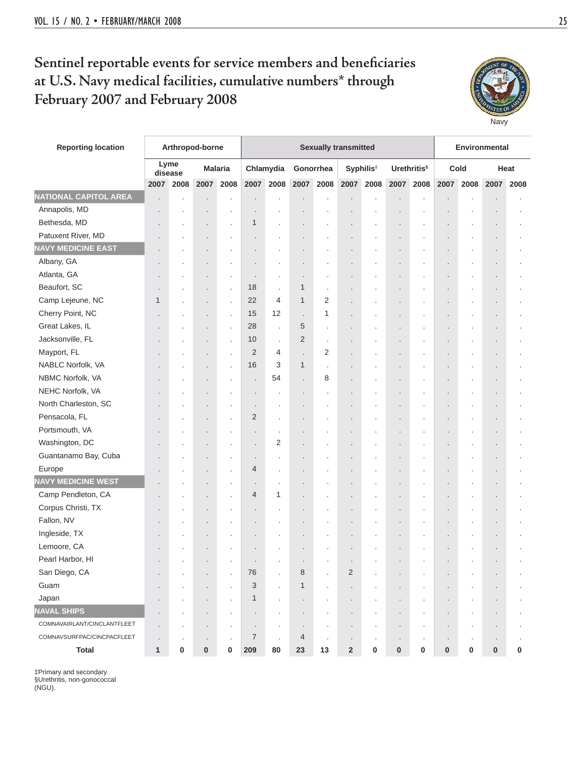# Sentinel reportable events for service members and beneficiaries at U.S. Navy medical facilities, cumulative numbers* through February 2007 and February 2008

Navy

| Reporting location | Arthropod-borne | | | | Sexually transmitted | | | | | | | | Environmental | | | |
|---|---|---|---|---|---|---|---|---|---|---|---|---|---|---|---|---|
| | Lyme disease | | Malaria | | Chlamydia | | Gonorrhea | | Syphilis[‡] | | Urethritis[§] | | Cold | | Heat | |
| | 2007 | 2008 | 2007 | 2008 | 2007 | 2008 | 2007 | 2008 | 2007 | 2008 | 2007 | 2008 | 2007 | 2008 | 2007 | 2008 |
| **NATIONAL CAPITOL AREA** | . | . | . | . | . | . | . | . | . | . | . | . | . | . | . | . |
| Annapolis, MD | . | . | . | . | . | . | . | . | . | . | . | . | . | . | . | . |
| Bethesda, MD | . | . | . | . | 1 | . | . | . | . | . | . | . | . | . | . | . |
| Patuxent River, MD | . | . | . | . | . | . | . | . | . | . | . | . | . | . | . | . |
| **NAVY MEDICINE EAST** | . | . | . | . | . | . | . | . | . | . | . | . | . | . | . | . |
| Albany, GA | . | . | . | . | . | . | . | . | . | . | . | . | . | . | . | . |
| Atlanta, GA | . | . | . | . | . | . | . | . | . | . | . | . | . | . | . | . |
| Beaufort, SC | . | . | . | . | 18 | . | 1 | . | . | . | . | . | . | . | . | . |
| Camp Lejeune, NC | 1 | . | . | . | 22 | 4 | 1 | 2 | . | . | . | . | . | . | . | . |
| Cherry Point, NC | . | . | . | . | 15 | 12 | . | 1 | . | . | . | . | . | . | . | . |
| Great Lakes, IL | . | . | . | . | 28 | . | 5 | . | . | . | . | . | . | . | . | . |
| Jacksonville, FL | . | . | . | . | 10 | . | 2 | . | . | . | . | . | . | . | . | . |
| Mayport, FL | . | . | . | . | 2 | 4 | . | 2 | . | . | . | . | . | . | . | . |
| NABLC Norfolk, VA | . | . | . | . | 16 | 3 | 1 | . | . | . | . | . | . | . | . | . |
| NBMC Norfolk, VA | . | . | . | . | . | 54 | . | 8 | . | . | . | . | . | . | . | . |
| NEHC Norfolk, VA | . | . | . | . | . | . | . | . | . | . | . | . | . | . | . | . |
| North Charleston, SC | . | . | . | . | . | . | . | . | . | . | . | . | . | . | . | . |
| Pensacola, FL | . | . | . | . | 2 | . | . | . | . | . | . | . | . | . | . | . |
| Portsmouth, VA | . | . | . | . | . | . | . | . | . | . | . | . | . | . | . | . |
| Washington, DC | . | . | . | . | . | 2 | . | . | . | . | . | . | . | . | . | . |
| Guantanamo Bay, Cuba | . | . | . | . | . | . | . | . | . | . | . | . | . | . | . | . |
| Europe | . | . | . | . | 4 | . | . | . | . | . | . | . | . | . | . | . |
| **NAVY MEDICINE WEST** | . | . | . | . | . | . | . | . | . | . | . | . | . | . | . | . |
| Camp Pendleton, CA | . | . | . | . | 4 | 1 | . | . | . | . | . | . | . | . | . | . |
| Corpus Christi, TX | . | . | . | . | . | . | . | . | . | . | . | . | . | . | . | . |
| Fallon, NV | . | . | . | . | . | . | . | . | . | . | . | . | . | . | . | . |
| Ingleside, TX | . | . | . | . | . | . | . | . | . | . | . | . | . | . | . | . |
| Lemoore, CA | . | . | . | . | . | . | . | . | . | . | . | . | . | . | . | . |
| Pearl Harbor, HI | . | . | . | . | . | . | . | . | . | . | . | . | . | . | . | . |
| San Diego, CA | . | . | . | . | 76 | . | 8 | . | 2 | . | . | . | . | . | . | . |
| Guam | . | . | . | . | 3 | . | 1 | . | . | . | . | . | . | . | . | . |
| Japan | . | . | . | . | 1 | . | . | . | . | . | . | . | . | . | . | . |
| **NAVAL SHIPS** | . | . | . | . | . | . | . | . | . | . | . | . | . | . | . | . |
| COMNAVAIRLANT/CINCLANTFLEET | . | . | . | . | . | . | . | . | . | . | . | . | . | . | . | . |
| COMNAVSURFPAC/CINCPACFLEET | . | . | . | . | 7 | . | 4 | . | . | . | . | . | . | . | . | . |
| **Total** | **1** | **0** | **0** | **0** | **209** | **80** | **23** | **13** | **2** | **0** | **0** | **0** | **0** | **0** | **0** | **0** |

‡Primary and secondary.
§Urethritis, non-gonococcal (NGU).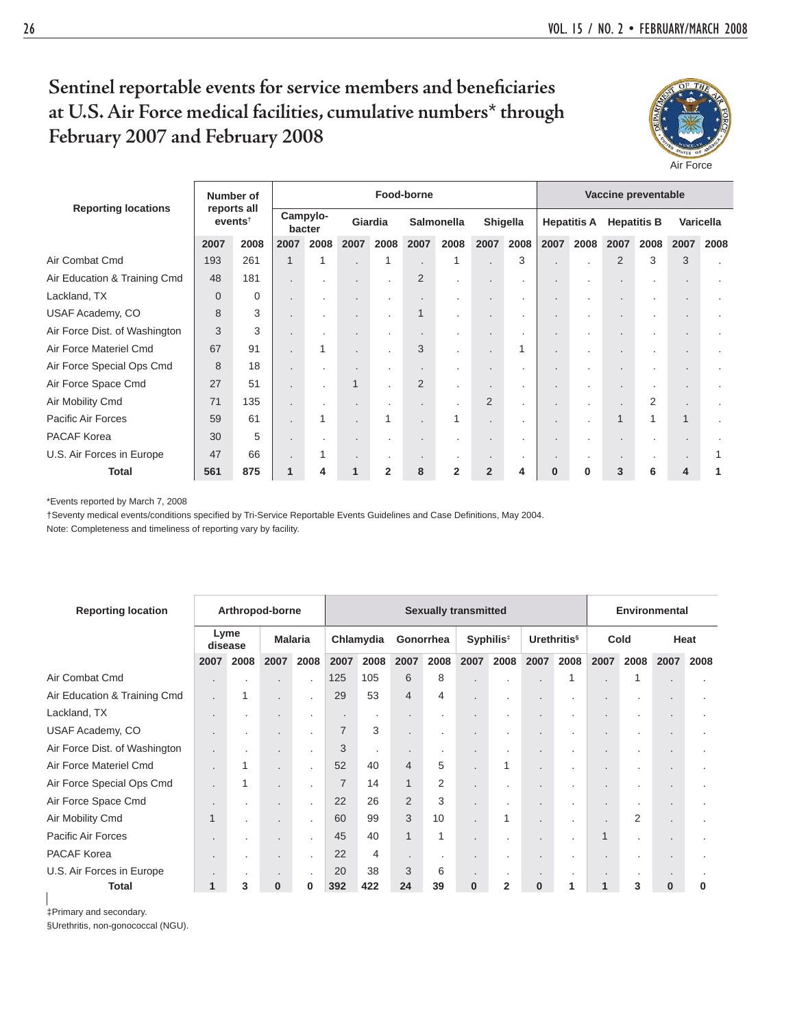# Sentinel reportable events for service members and beneficiaries at U.S. Air Force medical facilities, cumulative numbers* through February 2007 and February 2008

Air Force

| Reporting locations | Number of reports all events† | | Food-borne | | | | | | | | Vaccine preventable | | | | | |
|---|---|---|---|---|---|---|---|---|---|---|---|---|---|---|---|---|
| | | | Campylo-bacter | | Giardia | | Salmonella | | Shigella | | Hepatitis A | | Hepatitis B | | Varicella | |
| | 2007 | 2008 | 2007 | 2008 | 2007 | 2008 | 2007 | 2008 | 2007 | 2008 | 2007 | 2008 | 2007 | 2008 | 2007 | 2008 |
| Air Combat Cmd | 193 | 261 | 1 | 1 | . | 1 | . | 1 | . | 3 | . | . | 2 | 3 | 3 | . |
| Air Education & Training Cmd | 48 | 181 | . | . | . | . | 2 | . | . | . | . | . | . | . | . | . |
| Lackland, TX | 0 | 0 | . | . | . | . | . | . | . | . | . | . | . | . | . | . |
| USAF Academy, CO | 8 | 3 | . | . | . | . | 1 | . | . | . | . | . | . | . | . | . |
| Air Force Dist. of Washington | 3 | 3 | . | . | . | . | . | . | . | . | . | . | . | . | . | . |
| Air Force Materiel Cmd | 67 | 91 | . | 1 | . | . | 3 | . | . | 1 | . | . | . | . | . | . |
| Air Force Special Ops Cmd | 8 | 18 | . | . | . | . | . | . | . | . | . | . | . | . | . | . |
| Air Force Space Cmd | 27 | 51 | . | . | 1 | . | 2 | . | . | . | . | . | . | . | . | . |
| Air Mobility Cmd | 71 | 135 | . | . | . | . | . | . | 2 | . | . | . | . | 2 | . | . |
| Pacific Air Forces | 59 | 61 | . | 1 | . | 1 | . | 1 | . | . | . | . | 1 | 1 | 1 | . |
| PACAF Korea | 30 | 5 | . | . | . | . | . | . | . | . | . | . | . | . | . | . |
| U.S. Air Forces in Europe | 47 | 66 | . | 1 | . | . | . | . | . | . | . | . | . | . | . | 1 |
| **Total** | **561** | **875** | **1** | **4** | **1** | **2** | **8** | **2** | **2** | **4** | **0** | **0** | **3** | **6** | **4** | **1** |

*Events reported by March 7, 2008

†Seventy medical events/conditions specified by Tri-Service Reportable Events Guidelines and Case Definitions, May 2004.

Note: Completeness and timeliness of reporting vary by facility.

| Reporting location | Arthropod-borne | | | | Sexually transmitted | | | | | | | | Environmental | | | |
|---|---|---|---|---|---|---|---|---|---|---|---|---|---|---|---|---|
| | Lyme disease | | Malaria | | Chlamydia | | Gonorrhea | | Syphilis‡ | | Urethritis§ | | Cold | | Heat | |
| | 2007 | 2008 | 2007 | 2008 | 2007 | 2008 | 2007 | 2008 | 2007 | 2008 | 2007 | 2008 | 2007 | 2008 | 2007 | 2008 |
| Air Combat Cmd | . | . | . | . | 125 | 105 | 6 | 8 | . | . | . | 1 | . | 1 | . | . |
| Air Education & Training Cmd | . | 1 | . | . | 29 | 53 | 4 | 4 | . | . | . | . | . | . | . | . |
| Lackland, TX | . | . | . | . | . | . | . | . | . | . | . | . | . | . | . | . |
| USAF Academy, CO | . | . | . | . | 7 | 3 | . | . | . | . | . | . | . | . | . | . |
| Air Force Dist. of Washington | . | . | . | . | 3 | . | . | . | . | . | . | . | . | . | . | . |
| Air Force Materiel Cmd | . | 1 | . | . | 52 | 40 | 4 | 5 | . | 1 | . | . | . | . | . | . |
| Air Force Special Ops Cmd | . | 1 | . | . | 7 | 14 | 1 | 2 | . | . | . | . | . | . | . | . |
| Air Force Space Cmd | . | . | . | . | 22 | 26 | 2 | 3 | . | . | . | . | . | . | . | . |
| Air Mobility Cmd | 1 | . | . | . | 60 | 99 | 3 | 10 | . | 1 | . | . | . | 2 | . | . |
| Pacific Air Forces | . | . | . | . | 45 | 40 | 1 | 1 | . | . | . | . | 1 | . | . | . |
| PACAF Korea | . | . | . | . | 22 | 4 | . | . | . | . | . | . | . | . | . | . |
| U.S. Air Forces in Europe | . | . | . | . | 20 | 38 | 3 | 6 | . | . | . | . | . | . | . | . |
| **Total** | **1** | **3** | **0** | **0** | **392** | **422** | **24** | **39** | **0** | **2** | **0** | **1** | **1** | **3** | **0** | **0** |

‡Primary and secondary.

§Urethritis, non-gonococcal (NGU).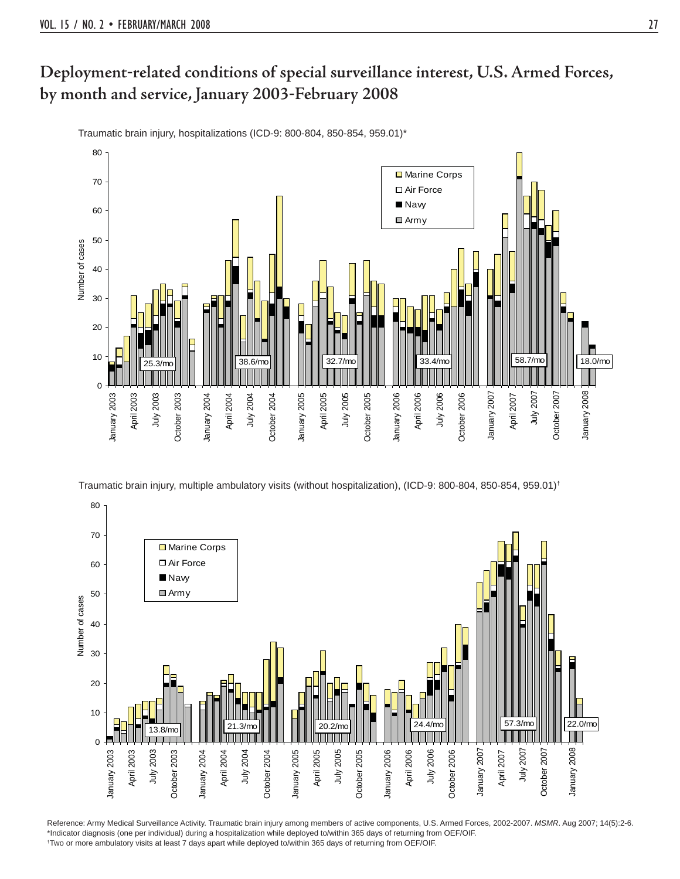## Deployment-related conditions of special surveillance interest, U.S. Armed Forces, by month and service, January 2003-February 2008

Traumatic brain injury, hospitalizations (ICD-9: 800-804, 850-854, 959.01)*

Legend: Marine Corps, Air Force, Navy, Army

Yearly averages: 25.3/mo (2003), 38.6/mo (2004), 32.7/mo (2005), 33.4/mo (2006), 58.7/mo (2007), 18.0/mo (2008)

Traumatic brain injury, multiple ambulatory visits (without hospitalization), (ICD-9: 800-804, 850-854, 959.01)†

Legend: Marine Corps, Air Force, Navy, Army

Yearly averages: 13.8/mo (2003), 21.3/mo (2004), 20.2/mo (2005), 24.4/mo (2006), 57.3/mo (2007), 22.0/mo (2008)

Reference: Army Medical Surveillance Activity. Traumatic brain injury among members of active components, U.S. Armed Forces, 2002-2007. *MSMR*. Aug 2007; 14(5):2-6.

*Indicator diagnosis (one per individual) during a hospitalization while deployed to/within 365 days of returning from OEF/OIF.

†Two or more ambulatory visits at least 7 days apart while deployed to/within 365 days of returning from OEF/OIF.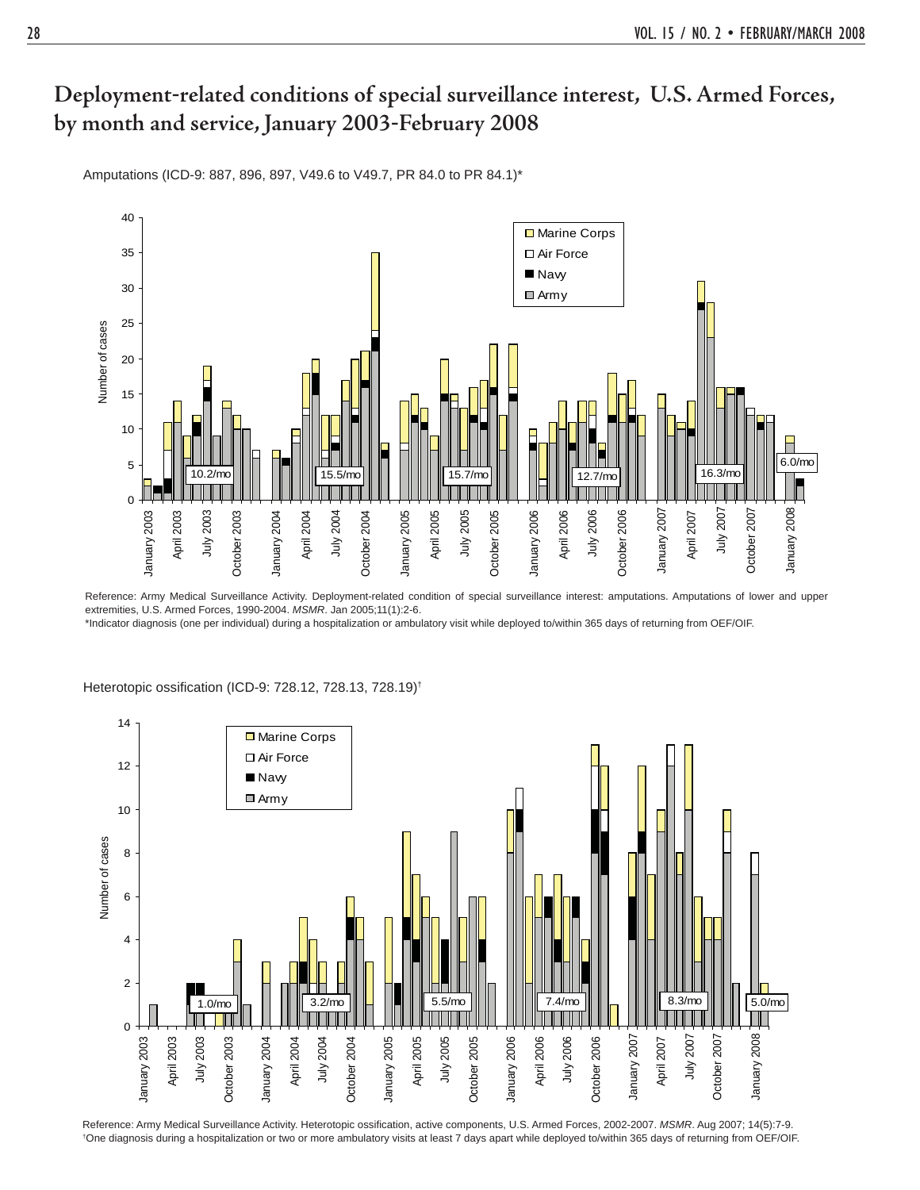# Deployment-related conditions of special surveillance interest, U.S. Armed Forces, by month and service, January 2003-February 2008

Amputations (ICD-9: 887, 896, 897, V49.6 to V49.7, PR 84.0 to PR 84.1)*

Reference: Army Medical Surveillance Activity. Deployment-related condition of special surveillance interest: amputations. Amputations of lower and upper extremities, U.S. Armed Forces, 1990-2004. *MSMR*. Jan 2005;11(1):2-6.

*Indicator diagnosis (one per individual) during a hospitalization or ambulatory visit while deployed to/within 365 days of returning from OEF/OIF.

Heterotopic ossification (ICD-9: 728.12, 728.13, 728.19)†

Reference: Army Medical Surveillance Activity. Heterotopic ossification, active components, U.S. Armed Forces, 2002-2007. *MSMR*. Aug 2007; 14(5):7-9.

†One diagnosis during a hospitalization or two or more ambulatory visits at least 7 days apart while deployed to/within 365 days of returning from OEF/OIF.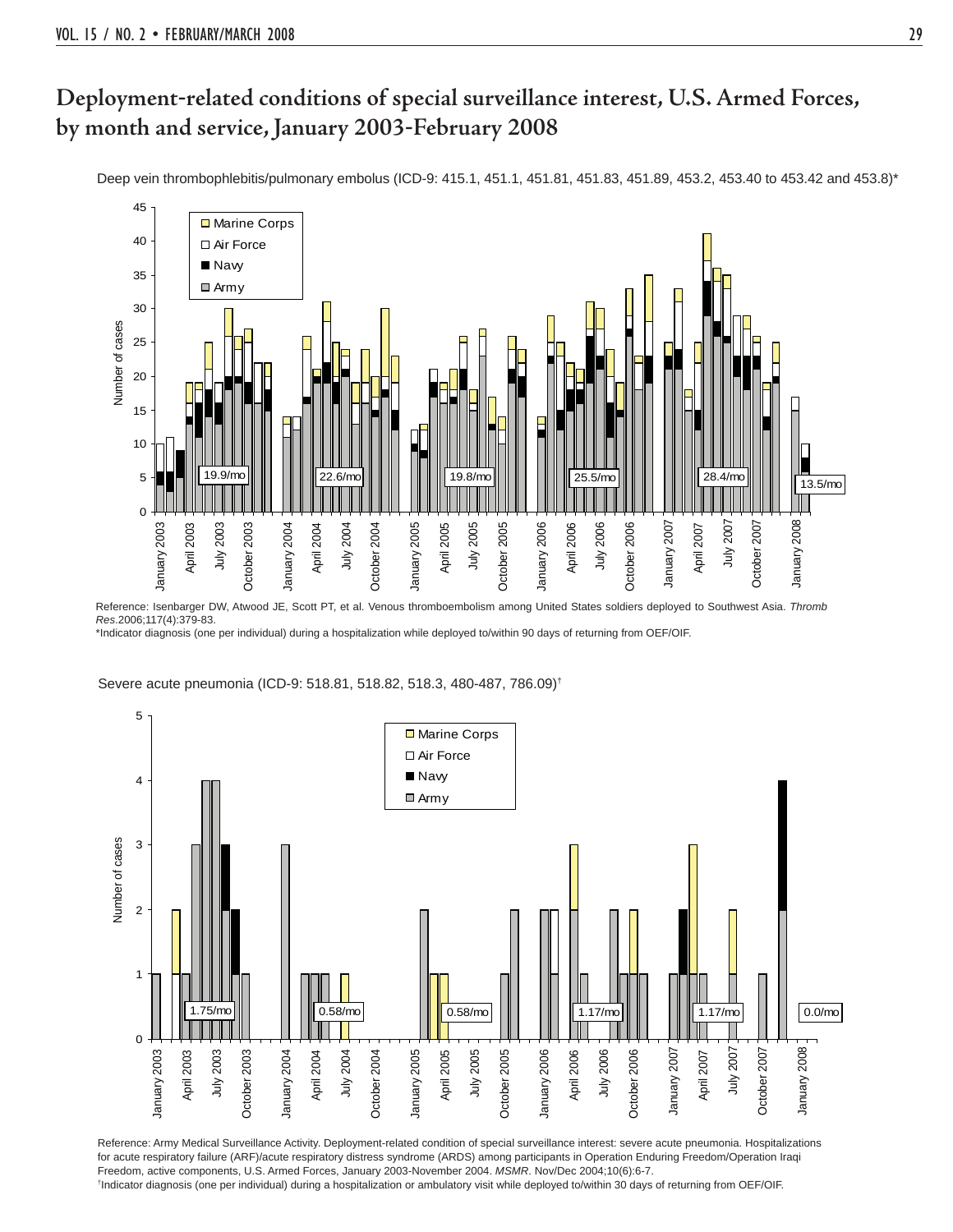# Deployment-related conditions of special surveillance interest, U.S. Armed Forces, by month and service, January 2003-February 2008

Deep vein thrombophlebitis/pulmonary embolus (ICD-9: 415.1, 451.1, 451.81, 451.83, 451.89, 453.2, 453.40 to 453.42 and 453.8)*

Reference: Isenbarger DW, Atwood JE, Scott PT, et al. Venous thromboembolism among United States soldiers deployed to Southwest Asia. *Thromb Res*.2006;117(4):379-83.

*Indicator diagnosis (one per individual) during a hospitalization while deployed to/within 90 days of returning from OEF/OIF.

Severe acute pneumonia (ICD-9: 518.81, 518.82, 518.3, 480-487, 786.09)†

Reference: Army Medical Surveillance Activity. Deployment-related condition of special surveillance interest: severe acute pneumonia. Hospitalizations for acute respiratory failure (ARF)/acute respiratory distress syndrome (ARDS) among participants in Operation Enduring Freedom/Operation Iraqi Freedom, active components, U.S. Armed Forces, January 2003-November 2004. *MSMR*. Nov/Dec 2004;10(6):6-7.

†Indicator diagnosis (one per individual) during a hospitalization or ambulatory visit while deployed to/within 30 days of returning from OEF/OIF.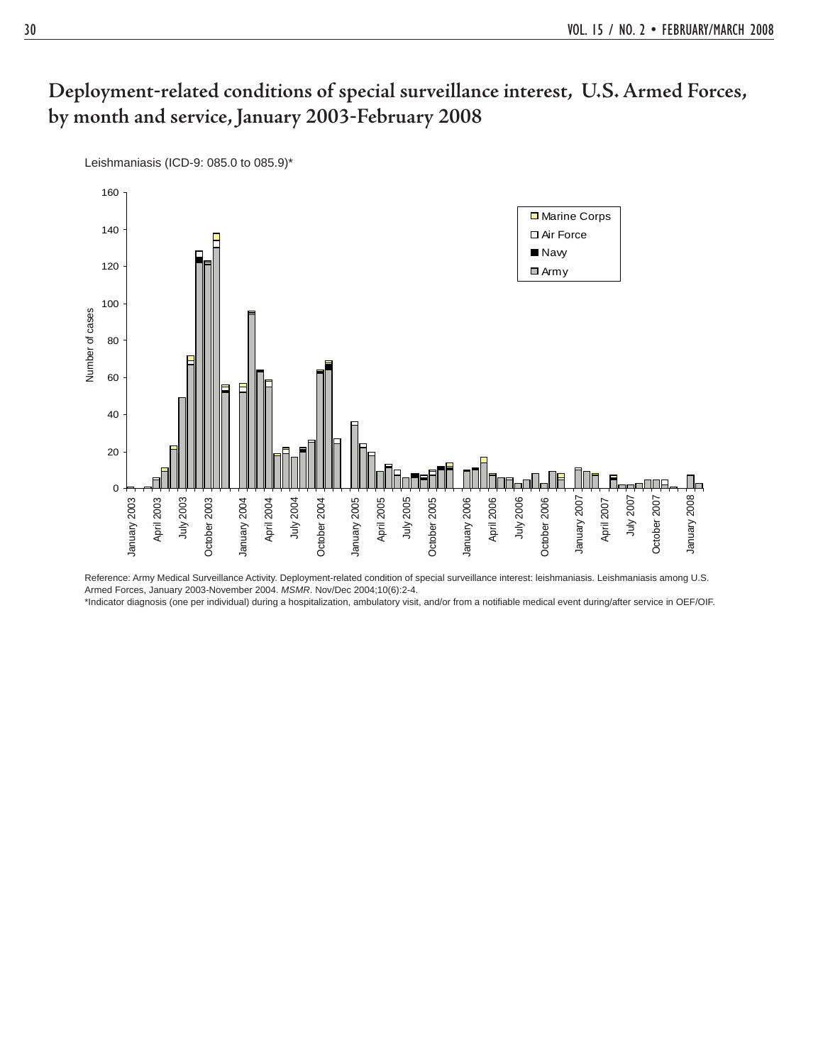# Deployment-related conditions of special surveillance interest, U.S. Armed Forces, by month and service, January 2003-February 2008

Leishmaniasis (ICD-9: 085.0 to 085.9)*

Reference: Army Medical Surveillance Activity. Deployment-related condition of special surveillance interest: leishmaniasis. Leishmaniasis among U.S. Armed Forces, January 2003-November 2004. *MSMR*. Nov/Dec 2004;10(6):2-4.

*Indicator diagnosis (one per individual) during a hospitalization, ambulatory visit, and/or from a notifiable medical event during/after service in OEF/OIF.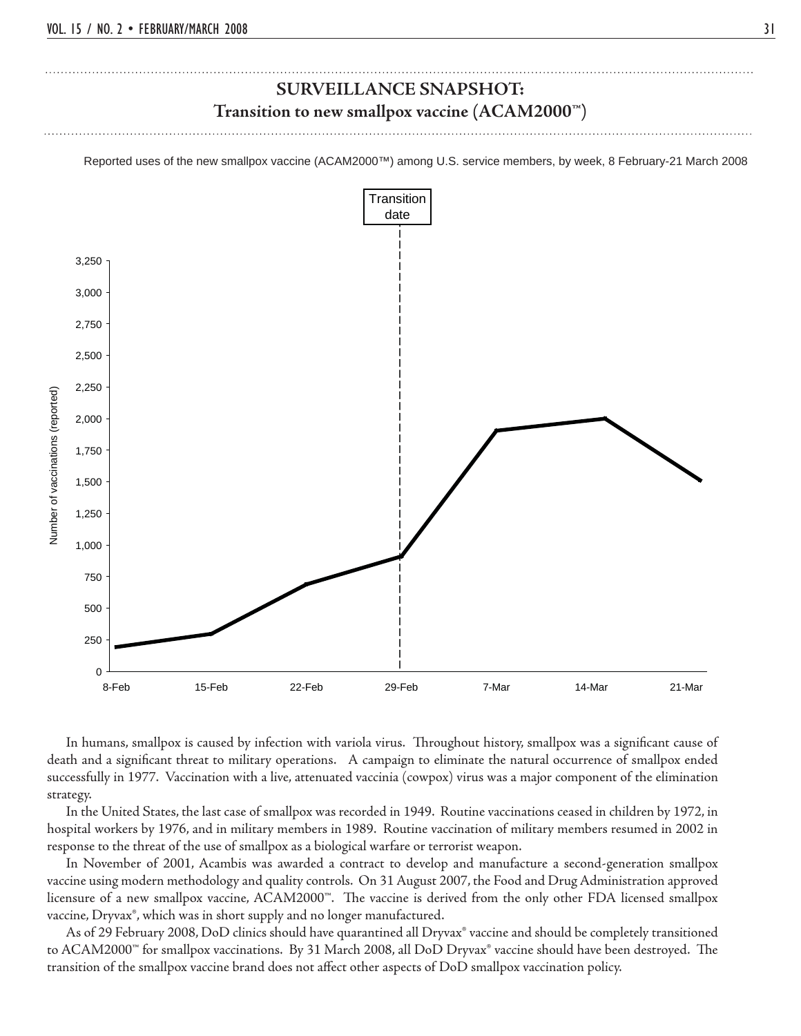## SURVEILLANCE SNAPSHOT:
### Transition to new smallpox vaccine (ACAM2000™)

Reported uses of the new smallpox vaccine (ACAM2000™) among U.S. service members, by week, 8 February-21 March 2008

In humans, smallpox is caused by infection with variola virus. Throughout history, smallpox was a significant cause of death and a significant threat to military operations. A campaign to eliminate the natural occurrence of smallpox ended successfully in 1977. Vaccination with a live, attenuated vaccinia (cowpox) virus was a major component of the elimination strategy.

In the United States, the last case of smallpox was recorded in 1949. Routine vaccinations ceased in children by 1972, in hospital workers by 1976, and in military members in 1989. Routine vaccination of military members resumed in 2002 in response to the threat of the use of smallpox as a biological warfare or terrorist weapon.

In November of 2001, Acambis was awarded a contract to develop and manufacture a second-generation smallpox vaccine using modern methodology and quality controls. On 31 August 2007, the Food and Drug Administration approved licensure of a new smallpox vaccine, ACAM2000™. The vaccine is derived from the only other FDA licensed smallpox vaccine, Dryvax®, which was in short supply and no longer manufactured.

As of 29 February 2008, DoD clinics should have quarantined all Dryvax® vaccine and should be completely transitioned to ACAM2000™ for smallpox vaccinations. By 31 March 2008, all DoD Dryvax® vaccine should have been destroyed. The transition of the smallpox vaccine brand does not affect other aspects of DoD smallpox vaccination policy.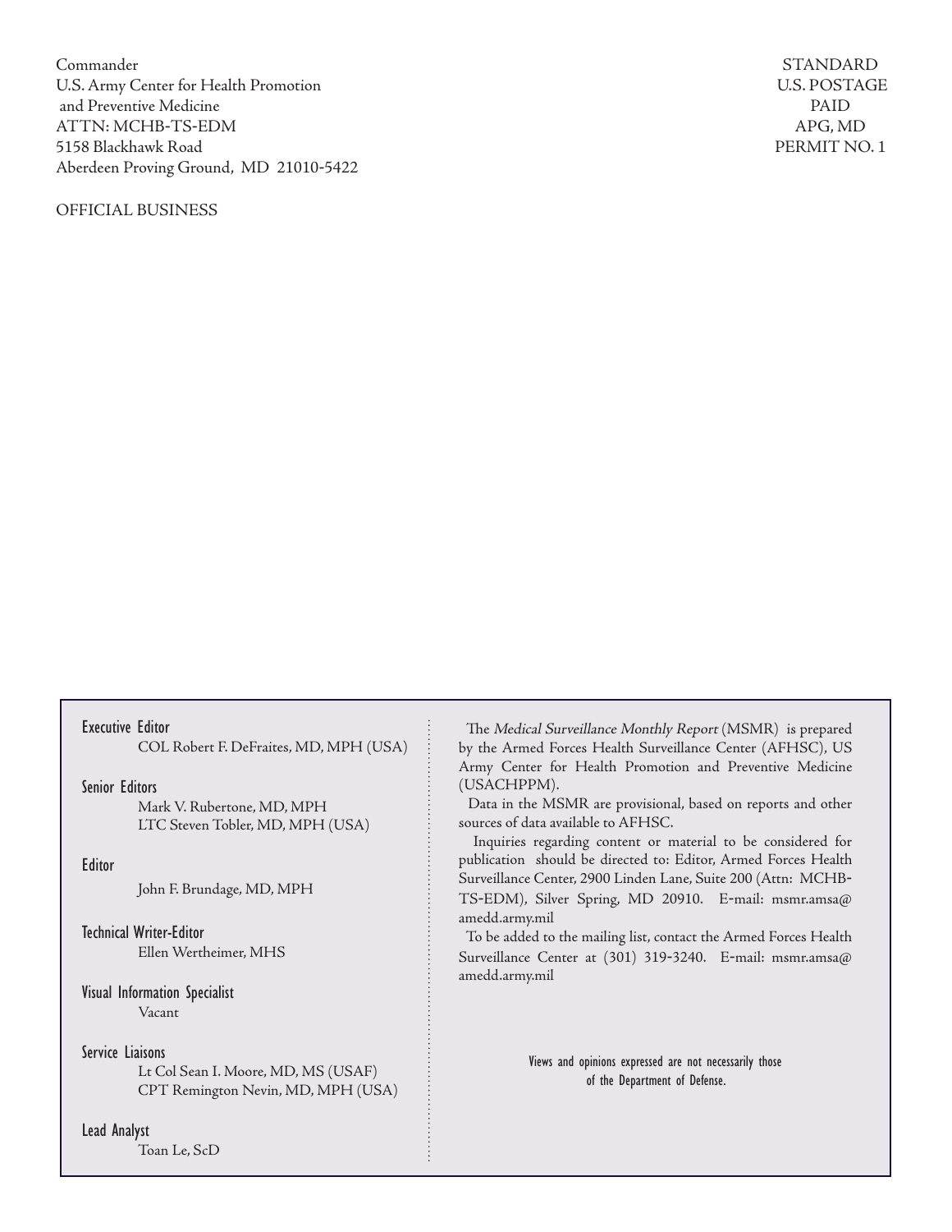Commander
U.S. Army Center for Health Promotion
and Preventive Medicine
ATTN: MCHB-TS-EDM
5158 Blackhawk Road
Aberdeen Proving Ground, MD 21010-5422

OFFICIAL BUSINESS

STANDARD
U.S. POSTAGE
PAID
APG, MD
PERMIT NO. 1

**Executive Editor**
COL Robert F. DeFraites, MD, MPH (USA)

**Senior Editors**
Mark V. Rubertone, MD, MPH
LTC Steven Tobler, MD, MPH (USA)

**Editor**
John F. Brundage, MD, MPH

**Technical Writer-Editor**
Ellen Wertheimer, MHS

**Visual Information Specialist**
Vacant

**Service Liaisons**
Lt Col Sean I. Moore, MD, MS (USAF)
CPT Remington Nevin, MD, MPH (USA)

**Lead Analyst**
Toan Le, ScD

The *Medical Surveillance Monthly Report* (MSMR) is prepared by the Armed Forces Health Surveillance Center (AFHSC), US Army Center for Health Promotion and Preventive Medicine (USACHPPM).

Data in the MSMR are provisional, based on reports and other sources of data available to AFHSC.

Inquiries regarding content or material to be considered for publication should be directed to: Editor, Armed Forces Health Surveillance Center, 2900 Linden Lane, Suite 200 (Attn: MCHB-TS-EDM), Silver Spring, MD 20910. E-mail: msmr.amsa@amedd.army.mil

To be added to the mailing list, contact the Armed Forces Health Surveillance Center at (301) 319-3240. E-mail: msmr.amsa@amedd.army.mil

Views and opinions expressed are not necessarily those of the Department of Defense.